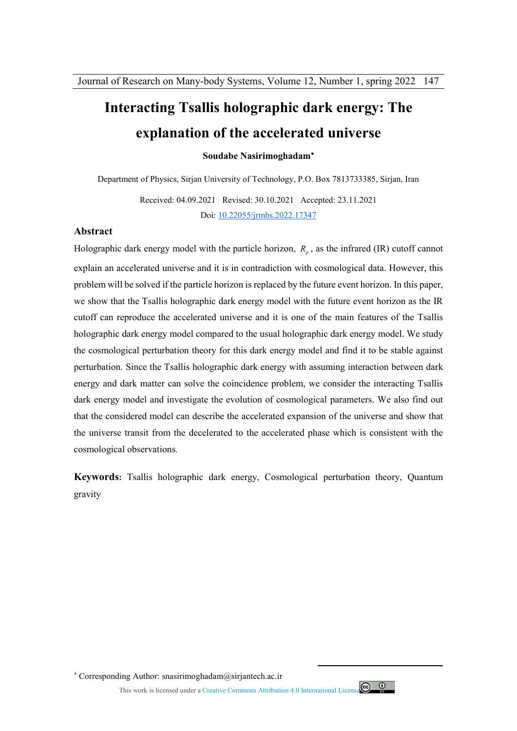# Interacting Tsallis holographic dark energy: The explanation of the accelerated universe

**Soudabe Nasirimoghadam***

Department of Physics, Sirjan University of Technology, P.O. Box 7813733385, Sirjan, Iran

Received: 04.09.2021 Revised: 30.10.2021 Accepted: 23.11.2021

Doi: 10.22055/jrmbs.2022.17347

## Abstract

Holographic dark energy model with the particle horizon, $R_p$, as the infrared (IR) cutoff cannot explain an accelerated universe and it is in contradiction with cosmological data. However, this problem will be solved if the particle horizon is replaced by the future event horizon. In this paper, we show that the Tsallis holographic dark energy model with the future event horizon as the IR cutoff can reproduce the accelerated universe and it is one of the main features of the Tsallis holographic dark energy model compared to the usual holographic dark energy model. We study the cosmological perturbation theory for this dark energy model and find it to be stable against perturbation. Since the Tsallis holographic dark energy with assuming interaction between dark energy and dark matter can solve the coincidence problem, we consider the interacting Tsallis dark energy model and investigate the evolution of cosmological parameters. We also find out that the considered model can describe the accelerated expansion of the universe and show that the universe transit from the decelerated to the accelerated phase which is consistent with the cosmological observations.

**Keywords:** Tsallis holographic dark energy, Cosmological perturbation theory, Quantum gravity

* Corresponding Author: snasirimoghadam@sirjantech.ac.ir

This work is licensed under a Creative Commons Attribution 4.0 International License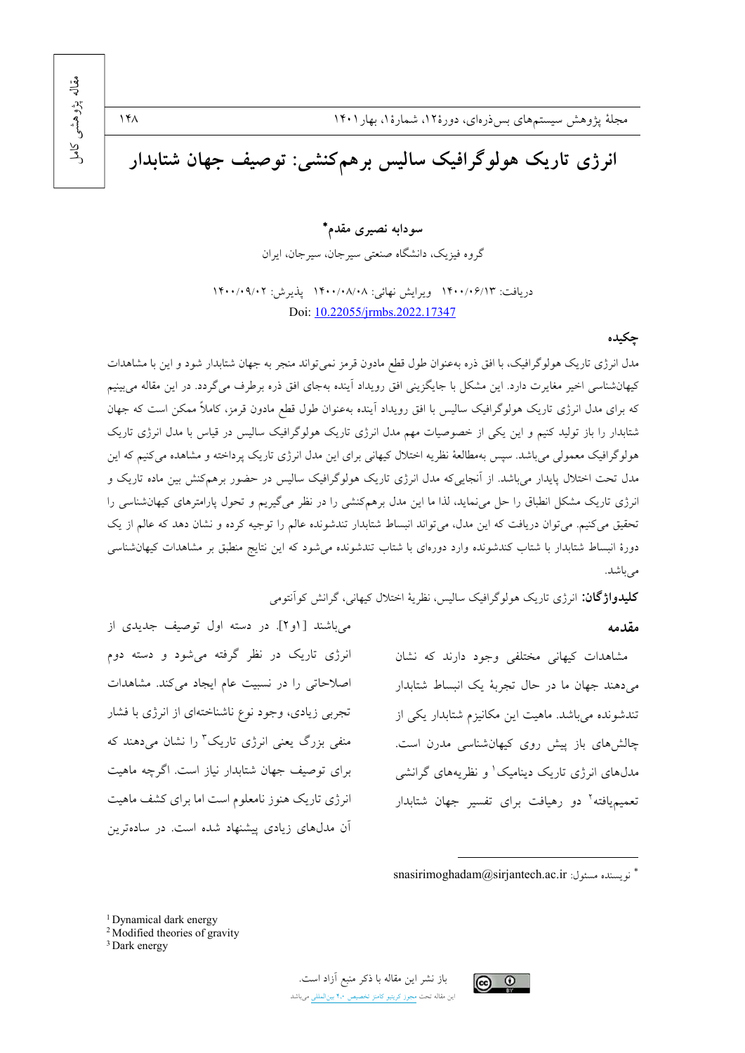# انرژی تاریک هولوگرافیک سالیس برهم‌کنشی: توصیف جهان شتابدار

**سودابه نصیری مقدم***

گروه فیزیک، دانشگاه صنعتی سیرجان، سیرجان، ایران

دریافت: ۱۴۰۰/۰۶/۱۳ ویرایش نهائی: ۱۴۰۰/۰۸/۰۸ پذیرش: ۱۴۰۰/۰۹/۰۲

Doi: 10.22055/jrmbs.2022.17347

## چکیده

مدل انرژی تاریک هولوگرافیک، با افق ذره به‌عنوان طول قطع مادون قرمز نمی‌تواند منجر به جهان شتابدار شود و این با مشاهدات کیهان‌شناسی اخیر مغایرت دارد. این مشکل با جایگزینی افق رویداد آینده به‌جای افق ذره برطرف می‌گردد. در این مقاله می‌بینیم که برای مدل انرژی تاریک هولوگرافیک سالیس با افق رویداد آینده به‌عنوان طول قطع مادون قرمز، کاملاً ممکن است که جهان شتابدار را باز تولید کنیم و این یکی از خصوصیات مهم مدل انرژی تاریک هولوگرافیک سالیس در قیاس با مدل انرژی تاریک هولوگرافیک معمولی می‌باشد. سپس به‌مطالعهٔ نظریه اختلال کیهانی برای این مدل انرژی تاریک پرداخته و مشاهده می‌کنیم که این مدل تحت اختلال پایدار می‌باشد. از آنجایی‌که مدل انرژی تاریک هولوگرافیک سالیس در حضور برهم‌کنش بین ماده تاریک و انرژی تاریک مشکل انطباق را حل می‌نماید، لذا ما این مدل برهم‌کنشی را در نظر می‌گیریم و تحول پارامترهای کیهان‌شناسی را تحقیق می‌کنیم. می‌توان دریافت که این مدل، می‌تواند انبساط شتابدار تندشونده عالم را توجیه کرده و نشان دهد که عالم از یک دورهٔ انبساط شتابدار با شتاب کندشونده وارد دوره‌ای با شتاب تندشونده می‌شود که این نتایج منطبق بر مشاهدات کیهان‌شناسی می‌باشد.

**کلیدواژگان:** انرژی تاریک هولوگرافیک سالیس، نظریهٔ اختلال کیهانی، گرانش کوآنتومی

## مقدمه

مشاهدات کیهانی مختلفی وجود دارند که نشان می‌دهند جهان ما در حال تجربهٔ یک انبساط شتابدار تندشونده می‌باشد. ماهیت این مکانیزم شتابدار یکی از چالش‌های باز پیش روی کیهان‌شناسی مدرن است. مدل‌های انرژی تاریک دینامیک[1] و نظریه‌های گرانشی تعمیم‌یافته[2] دو رهیافت برای تفسیر جهان شتابدار می‌باشند [۱و۲]. در دسته اول توصیف جدیدی از انرژی تاریک در نظر گرفته می‌شود و دسته دوم اصلاحاتی را در نسبیت عام ایجاد می‌کند. مشاهدات تجربی زیادی، وجود نوع ناشناخته‌ای از انرژی با فشار منفی بزرگ یعنی انرژی تاریک[3] را نشان می‌دهند که برای توصیف جهان شتابدار نیاز است. اگرچه ماهیت انرژی تاریک هنوز نامعلوم است اما برای کشف ماهیت آن مدل‌های زیادی پیشنهاد شده است. در ساده‌ترین

* نویسنده مسئول: snasirimoghadam@sirjantech.ac.ir

[1] Dynamical dark energy
[2] Modified theories of gravity
[3] Dark energy

باز نشر این مقاله با ذکر منبع آزاد است.
این مقاله تحت مجوز کریتیو کامنز تخصیص ۴.۰ بین‌المللی می‌باشد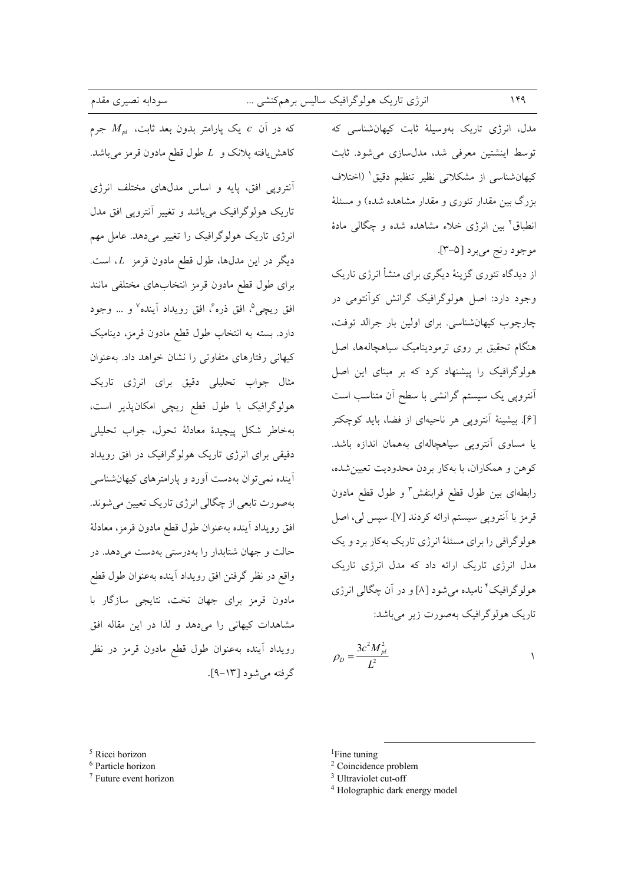مدل، انرژی تاریک به‌وسیلهٔ ثابت کیهان‌شناسی که توسط اینشتین معرفی شد، مدل‌سازی می‌شود. ثابت کیهان‌شناسی از مشکلاتی نظیر تنظیم دقیق[1] (اختلاف بزرگ بین مقدار تئوری و مقدار مشاهده شده) و مسئلهٔ انطباق[2] بین انرژی خلاء مشاهده شده و چگالی مادهٔ موجود رنج می‌برد [۵-۳].

از دیدگاه تئوری گزینهٔ دیگری برای منشأ انرژی تاریک وجود دارد: اصل هولوگرافیک گرانش کوآنتومی در چارچوب کیهان‌شناسی. برای اولین بار جرالد توفت، هنگام تحقیق بر روی ترمودینامیک سیاهچاله‌ها، اصل هولوگرافیک را پیشنهاد کرد که بر مبنای این اصل آنتروپی یک سیستم گرانشی با سطح آن متناسب است [۶]. بیشینهٔ آنتروپی هر ناحیه‌ای از فضا، باید کوچکتر یا مساوی آنتروپی سیاهچاله‌ای به‌همان اندازه باشد. کوهن و همکاران، با به‌کار بردن محدودیت تعیین‌شده، رابطه‌ای بین طول قطع فرابنفش[3] و طول قطع مادون قرمز با آنتروپی سیستم ارائه کردند [۷]. سپس لی، اصل هولوگرافی را برای مسئلهٔ انرژی تاریک به‌کار برد و یک مدل انرژی تاریک ارائه داد که مدل انرژی تاریک هولوگرافیک[4] نامیده می‌شود [۸] و در آن چگالی انرژی تاریک هولوگرافیک به‌صورت زیر می‌باشد:

$$\rho_D = \frac{3c^2 M_{pl}^2}{L^2} \qquad (1)$$

که در آن $c$ یک پارامتر بدون بعد ثابت، $M_{pl}$ جرم کاهش‌یافته پلانک و $L$ طول قطع مادون قرمز می‌باشد.

آنتروپی افق، پایه و اساس مدل‌های مختلف انرژی تاریک هولوگرافیک می‌باشد و تغییر آنتروپی افق مدل انرژی تاریک هولوگرافیک را تغییر می‌دهد. عامل مهم دیگر در این مدل‌ها، طول قطع مادون قرمز $L$، است. برای طول قطع مادون قرمز انتخاب‌های مختلفی مانند افق ریچی[5]، افق ذره[6]، افق رویداد آینده[7] و ... وجود دارد. بسته به انتخاب طول قطع مادون قرمز، دینامیک کیهانی رفتارهای متفاوتی را نشان خواهد داد. به‌عنوان مثال جواب تحلیلی دقیق برای انرژی تاریک هولوگرافیک با طول قطع ریچی امکان‌پذیر است، به‌خاطر شکل پیچیدهٔ معادلهٔ تحول، جواب تحلیلی دقیقی برای انرژی تاریک هولوگرافیک در افق رویداد آینده نمی‌توان به‌دست آورد و پارامترهای کیهان‌شناسی به‌صورت تابعی از چگالی انرژی تاریک تعیین می‌شوند. افق رویداد آینده به‌عنوان طول قطع مادون قرمز، معادلهٔ حالت و جهان شتابدار را به‌درستی به‌دست می‌دهد. در واقع در نظر گرفتن افق رویداد آینده به‌عنوان طول قطع مادون قرمز برای جهان تخت، نتایجی سازگار با مشاهدات کیهانی را می‌دهد و لذا در این مقاله افق رویداد آینده به‌عنوان طول قطع مادون قرمز در نظر گرفته می‌شود [۱۳-۹].

---

[1] Fine tuning

[2] Coincidence problem

[3] Ultraviolet cut-off

[4] Holographic dark energy model

[5] Ricci horizon

[6] Particle horizon

[7] Future event horizon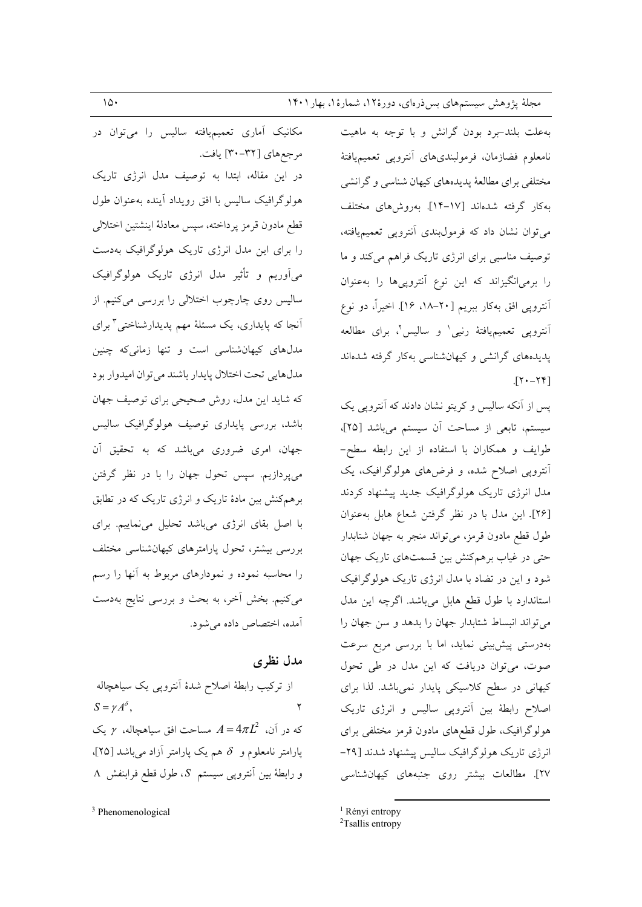به‌علت بلند-برد بودن گرانش و با توجه به ماهیت نامعلوم فضازمان، فرمولبندی‌های آنتروپی تعمیم‌یافتهٔ مختلفی برای مطالعهٔ پدیده‌های کیهان شناسی و گرانشی به‌کار گرفته شده‌اند [۱۴-۱۷]. به‌روش‌های مختلف می‌توان نشان داد که فرمول‌بندی آنتروپی تعمیم‌یافته، توصیف مناسبی برای انرژی تاریک فراهم می‌کند و ما را برمی‌انگیزاند که این نوع آنتروپی‌ها را به‌عنوان آنتروپی افق به‌کار ببریم [۲۰-۱۸، ۱۶]. اخیراً، دو نوع آنتروپی تعمیم‌یافتهٔ رنیی[1] و سالیس[2]، برای مطالعه پدیده‌های گرانشی و کیهان‌شناسی به‌کار گرفته شده‌اند [۲۴-۲۰].

پس از آنکه سالیس و کریتو نشان دادند که آنتروپی یک سیستم، تابعی از مساحت آن سیستم می‌باشد [۲۵]، طوایف و همکاران با استفاده از این رابطه سطح-آنتروپی اصلاح شده، و فرض‌های هولوگرافیک، یک مدل انرژی تاریک هولوگرافیک جدید پیشنهاد کردند [۲۶]. این مدل با در نظر گرفتن شعاع هابل به‌عنوان طول قطع مادون قرمز، می‌تواند منجر به جهان شتابدار حتی در غیاب برهم‌کنش بین قسمت‌های تاریک جهان شود و این در تضاد با مدل انرژی تاریک هولوگرافیک استاندارد با طول قطع هابل می‌باشد. اگرچه این مدل می‌تواند انبساط شتابدار جهان را بدهد و سن جهان را به‌درستی پیش‌بینی نماید، اما با بررسی مربع سرعت صوت، می‌توان دریافت که این مدل در طی تحول کیهانی در سطح کلاسیکی پایدار نمی‌باشد. لذا برای اصلاح رابطهٔ بین آنتروپی سالیس و انرژی تاریک هولوگرافیک، طول قطع‌های مادون قرمز مختلفی برای انرژی تاریک هولوگرافیک سالیس پیشنهاد شدند [۲۹-۲۷]. مطالعات بیشتر روی جنبه‌های کیهان‌شناسی مکانیک آماری تعمیم‌یافته سالیس را می‌توان در مرجع‌های [۳۲-۳۰] یافت.

در این مقاله، ابتدا به توصیف مدل انرژی تاریک هولوگرافیک سالیس با افق رویداد آینده به‌عنوان طول قطع مادون قرمز پرداخته، سپس معادلهٔ اینشتین اختلالی را برای این مدل انرژی تاریک هولوگرافیک به‌دست می‌آوریم و تأثیر مدل انرژی تاریک هولوگرافیک سالیس روی چارچوب اختلالی را بررسی می‌کنیم. از آنجا که پایداری، یک مسئلهٔ مهم پدیدارشناختی[3] برای مدل‌های کیهان‌شناسی است و تنها زمانی‌که چنین مدل‌هایی تحت اختلال پایدار باشند می‌توان امیدوار بود که شاید این مدل، روش صحیحی برای توصیف جهان باشد، بررسی پایداری توصیف هولوگرافیک سالیس جهان، امری ضروری می‌باشد که به تحقیق آن می‌پردازیم. سپس تحول جهان را با در نظر گرفتن برهم‌کنش بین مادهٔ تاریک و انرژی تاریک که در تطابق با اصل بقای انرژی می‌باشد تحلیل می‌نماییم. برای بررسی بیشتر، تحول پارامترهای کیهان‌شناسی مختلف را محاسبه نموده و نمودارهای مربوط به آنها را رسم می‌کنیم. بخش آخر، به بحث و بررسی نتایج به‌دست آمده، اختصاص داده می‌شود.

## مدل نظری

از ترکیب رابطهٔ اصلاح شدهٔ آنتروپی یک سیاهچاله

$$S = \gamma A^{\delta}, \qquad (2)$$

که در آن، $A = 4\pi L^2$ مساحت افق سیاهچاله، $\gamma$ یک پارامتر نامعلوم و $\delta$ هم یک پارامتر آزاد می‌باشد [۲۵]، و رابطهٔ بین آنتروپی سیستم $S$، طول قطع فرابنفش $\Lambda$

---

[1] Rényi entropy

[2] Tsallis entropy

[3] Phenomenological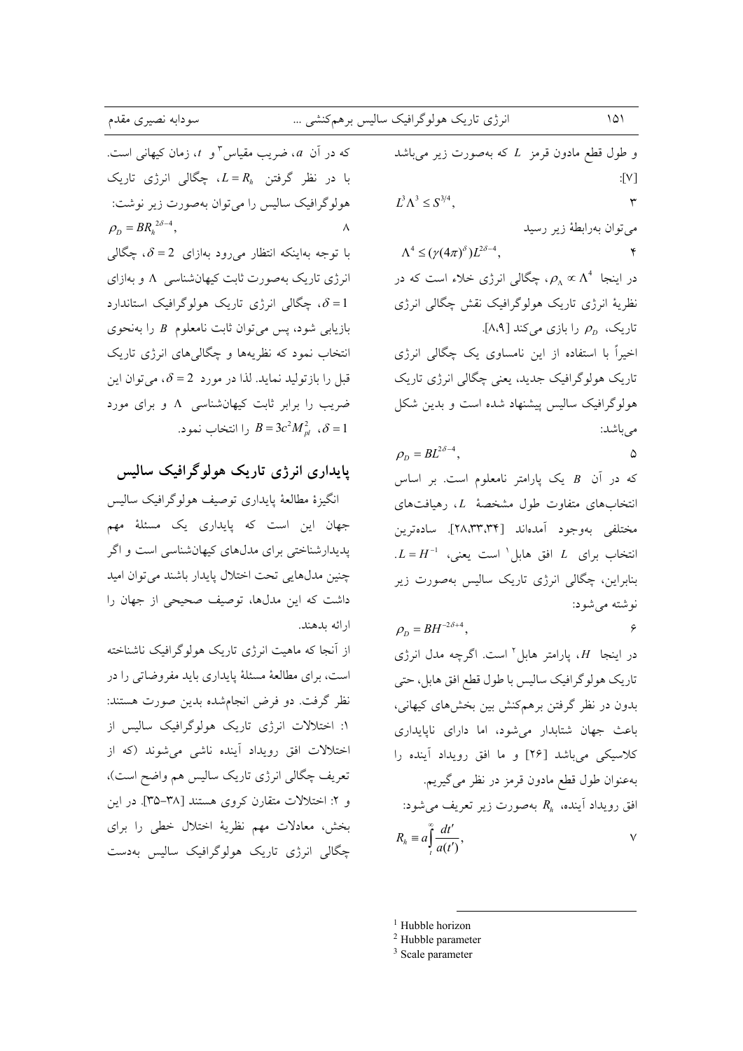و طول قطع مادون قرمز $L$ که به‌صورت زیر می‌باشد [۷]:

$$L^3\Lambda^3 \leq S^{3/4}, \quad (3)$$

می‌توان به‌رابطهٔ زیر رسید

$$\Lambda^4 \leq (\gamma(4\pi)^\delta)L^{2\delta-4}, \quad (4)$$

در اینجا $\rho_\Lambda \propto \Lambda^4$، چگالی انرژی خلاء است که در نظریهٔ انرژی تاریک هولوگرافیک نقش چگالی انرژی تاریک، $\rho_D$ را بازی می‌کند [۸،۹].

اخیراً با استفاده از این نامساوی یک چگالی انرژی تاریک هولوگرافیک جدید، یعنی چگالی انرژی تاریک هولوگرافیک سالیس پیشنهاد شده است و بدین شکل می‌باشد:

$$\rho_D = BL^{2\delta-4}, \quad (5)$$

که در آن $B$ یک پارامتر نامعلوم است. بر اساس انتخاب‌های متفاوت طول مشخصهٔ $L$، رهیافت‌های مختلفی به‌وجود آمده‌اند [۲۸،۳۳،۳۴]. ساده‌ترین انتخاب برای $L$ افق هابل[1] است یعنی، $L = H^{-1}$. بنابراین، چگالی انرژی تاریک سالیس به‌صورت زیر نوشته می‌شود:

$$\rho_D = BH^{-2\delta+4}, \quad (6)$$

در اینجا $H$، پارامتر هابل[2] است. اگرچه مدل انرژی تاریک هولوگرافیک سالیس با طول قطع افق هابل، حتی بدون در نظر گرفتن برهم‌کنش بین بخش‌های کیهانی، باعث جهان شتابدار می‌شود، اما دارای ناپایداری کلاسیکی می‌باشد [۲۶] و ما افق رویداد آینده را به‌عنوان طول قطع مادون قرمز در نظر می‌گیریم.

افق رویداد آینده، $R_h$ به‌صورت زیر تعریف می‌شود:

$$R_h \equiv a\int_t^\infty \frac{dt'}{a(t')}, \quad (7)$$

که در آن $a$، ضریب مقیاس[3] و $t$، زمان کیهانی است. با در نظر گرفتن $L = R_h$، چگالی انرژی تاریک هولوگرافیک سالیس را می‌توان به‌صورت زیر نوشت:

$$\rho_D = BR_h^{2\delta-4}, \quad (8)$$

با توجه به‌اینکه انتظار می‌رود به‌ازای $\delta = 2$، چگالی انرژی تاریک به‌صورت ثابت کیهان‌شناسی $\Lambda$ و به‌ازای $\delta = 1$، چگالی انرژی تاریک هولوگرافیک استاندارد بازیابی شود، پس می‌توان ثابت نامعلوم $B$ را به‌نحوی انتخاب نمود که نظریه‌ها و چگالی‌های انرژی تاریک قبل را بازتولید نماید. لذا در مورد $\delta = 2$، می‌توان این ضریب را برابر ثابت کیهان‌شناسی $\Lambda$ و برای مورد $\delta = 1$، $B = 3c^2M_{pl}^2$ را انتخاب نمود.

## پایداری انرژی تاریک هولوگرافیک سالیس

انگیزهٔ مطالعهٔ پایداری توصیف هولوگرافیک سالیس جهان این است که پایداری یک مسئلهٔ مهم پدیدارشناختی برای مدل‌های کیهان‌شناسی است و اگر چنین مدل‌هایی تحت اختلال پایدار باشند می‌توان امید داشت که این مدل‌ها، توصیف صحیحی از جهان را ارائه بدهند.

از آنجا که ماهیت انرژی تاریک هولوگرافیک ناشناخته است، برای مطالعهٔ مسئلهٔ پایداری باید مفروضاتی را در نظر گرفت. دو فرض انجام‌شده بدین صورت هستند: ۱: اختلالات انرژی تاریک هولوگرافیک سالیس از اختلالات افق رویداد آینده ناشی می‌شوند (که از تعریف چگالی انرژی تاریک سالیس هم واضح است)، و ۲: اختلالات متقارن کروی هستند [۳۵-۳۸]. در این بخش، معادلات مهم نظریهٔ اختلال خطی را برای چگالی انرژی تاریک هولوگرافیک سالیس به‌دست

---

[1] Hubble horizon

[2] Hubble parameter

[3] Scale parameter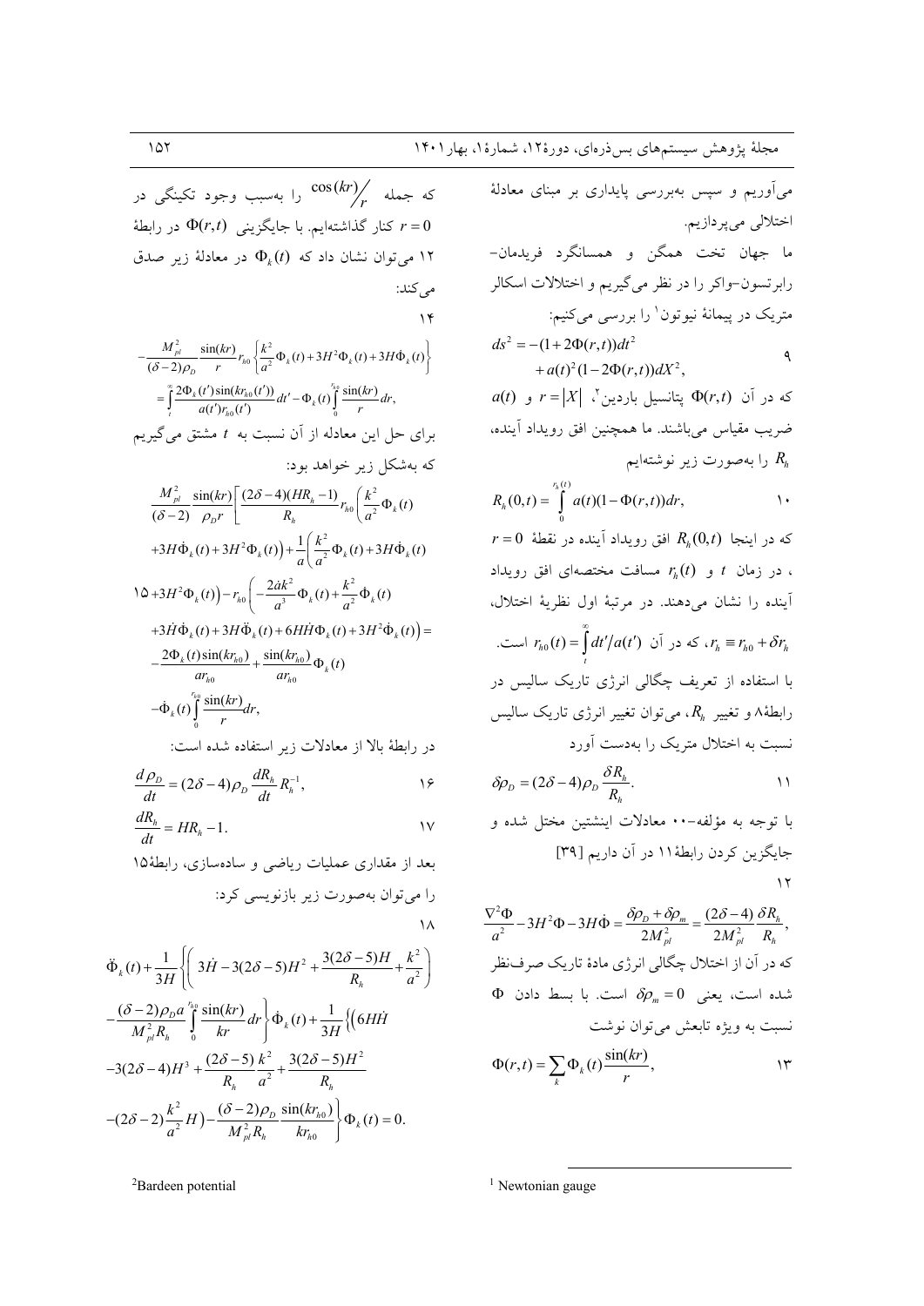می‌آوریم و سپس به‌بررسی پایداری بر مبنای معادلهٔ اختلالی می‌پردازیم.

ما جهان تخت همگن و همسانگرد فریدمان–رابرتسون–واکر را در نظر می‌گیریم و اختلالات اسکالر متریک در پیمانهٔ نیوتون[1] را بررسی می‌کنیم:

$$ds^2 = -(1+2\Phi(r,t))dt^2 + a(t)^2(1-2\Phi(r,t))dX^2, \qquad 9$$

که در آن $\Phi(r,t)$ پتانسیل باردین[2]، $r=|X|$ و $a(t)$ ضریب مقیاس می‌باشند. ما همچنین افق رویداد آینده، $R_h$ را به‌صورت زیر نوشته‌ایم

$$R_h(0,t) = \int_0^{r_h(t)} a(t)(1-\Phi(r,t))dr, \qquad 10$$

که در اینجا $R_h(0,t)$ افق رویداد آینده در نقطهٔ $r=0$ ، در زمان $t$ و $r_h(t)$ مسافت مختصه‌ای افق رویداد آینده را نشان می‌دهند. در مرتبهٔ اول نظریهٔ اختلال، $r_h \equiv r_{h0}+\delta r_h$، که در آن $r_{h0}(t)=\int_t^{\infty} dt'/a(t')$ است.

با استفاده از تعریف چگالی انرژی تاریک سالیس در رابطهٔ8 و تغییر $R_h$، می‌توان تغییر انرژی تاریک سالیس نسبت به اختلال متریک را به‌دست آورد

$$\delta\rho_D = (2\delta-4)\rho_D \frac{\delta R_h}{R_h}. \qquad 11$$

با توجه به مؤلفه–00 معادلات اینشتین مختل شده و جایگزین کردن رابطهٔ11 در آن داریم [39]

$$\frac{\nabla^2\Phi}{a^2} - 3H^2\Phi - 3H\dot{\Phi} = \frac{\delta\rho_D + \delta\rho_m}{2M_{pl}^2} = \frac{(2\delta-4)}{2M_{pl}^2}\frac{\delta R_h}{R_h}, \qquad 12$$

که در آن از اختلال چگالی انرژی مادهٔ تاریک صرف‌نظر شده است، یعنی $\delta\rho_m = 0$ است. با بسط دادن $\Phi$ نسبت به ویژه تابعش می‌توان نوشت

$$\Phi(r,t) = \sum_k \Phi_k(t)\frac{\sin(kr)}{r}, \qquad 13$$

که جمله $\cos(kr)/r$ را به‌سبب وجود تکینگی در $r=0$ کنار گذاشته‌ایم. با جایگزینی $\Phi(r,t)$ در رابطهٔ 12 می‌توان نشان داد که $\Phi_k(t)$ در معادلهٔ زیر صدق می‌کند:

$$-\frac{M_{pl}^2}{(\delta-2)\rho_D}\frac{\sin(kr)}{r} r_{h0}\left\{\frac{k^2}{a^2}\Phi_k(t) + 3H^2\Phi_k(t) + 3H\dot{\Phi}_k(t)\right\} = \int_t^{\infty} \frac{2\Phi_k(t')\sin(kr_{h0}(t'))}{a(t')r_{h0}(t')}dt' - \Phi_k(t)\int_0^{r_{h0}} \frac{\sin(kr)}{r}dr, \qquad 14$$

برای حل این معادله از آن نسبت به $t$ مشتق می‌گیریم که به‌شکل زیر خواهد بود:

$$\begin{aligned}
&\frac{M_{pl}^2}{(\delta-2)}\frac{\sin(kr)}{\rho_D r}\left[\frac{(2\delta-4)(HR_h-1)}{R_h} r_{h0}\left(\frac{k^2}{a^2}\Phi_k(t) + 3H\dot{\Phi}_k(t) + 3H^2\Phi_k(t)\right) + \frac{1}{a}\left(\frac{k^2}{a^2}\Phi_k(t) + 3H\dot{\Phi}_k(t) + 3H^2\Phi_k(t)\right) - r_{h0}\left(-\frac{2\dot{a}k^2}{a^3}\Phi_k(t) + \frac{k^2}{a^2}\dot{\Phi}_k(t)\right.\right.\\
&\left.\left.+3\dot{H}\dot{\Phi}_k(t) + 3H\ddot{\Phi}_k(t) + 6H\dot{H}\Phi_k(t) + 3H^2\dot{\Phi}_k(t)\right)\right] = -\frac{2\Phi_k(t)\sin(kr_{h0})}{ar_{h0}} + \frac{\sin(kr_{h0})}{ar_{h0}}\Phi_k(t) - \dot{\Phi}_k(t)\int_0^{r_{h0}}\frac{\sin(kr)}{r}dr,
\end{aligned} \qquad 15$$

در رابطهٔ بالا از معادلات زیر استفاده شده است:

$$\frac{d\rho_D}{dt} = (2\delta-4)\rho_D \frac{dR_h}{dt}R_h^{-1}, \qquad 16$$

$$\frac{dR_h}{dt} = HR_h - 1. \qquad 17$$

بعد از مقداری عملیات ریاضی و ساده‌سازی، رابطهٔ15 را می‌توان به‌صورت زیر بازنویسی کرد:

$$\begin{aligned}
&\ddot{\Phi}_k(t) + \frac{1}{3H}\left\{\left(3\dot{H} - 3(2\delta-5)H^2 + \frac{3(2\delta-5)H}{R_h} + \frac{k^2}{a^2}\right) - \frac{(\delta-2)\rho_D a}{M_{pl}^2 R_h}\int_0^{r_{h0}}\frac{\sin(kr)}{kr}dr\right\}\dot{\Phi}_k(t) + \frac{1}{3H}\left\{\left(6H\dot{H}\right.\right.\\
&\left.\left.-3(2\delta-4)H^3 + \frac{(2\delta-5)}{R_h}\frac{k^2}{a^2} + \frac{3(2\delta-5)H^2}{R_h} - (2\delta-2)\frac{k^2}{a^2}H\right) - \frac{(\delta-2)\rho_D}{M_{pl}^2 R_h}\frac{\sin(kr_{h0})}{kr_{h0}}\right\}\Phi_k(t) = 0.
\end{aligned} \qquad 18$$

---

[1] Newtonian gauge

[2] Bardeen potential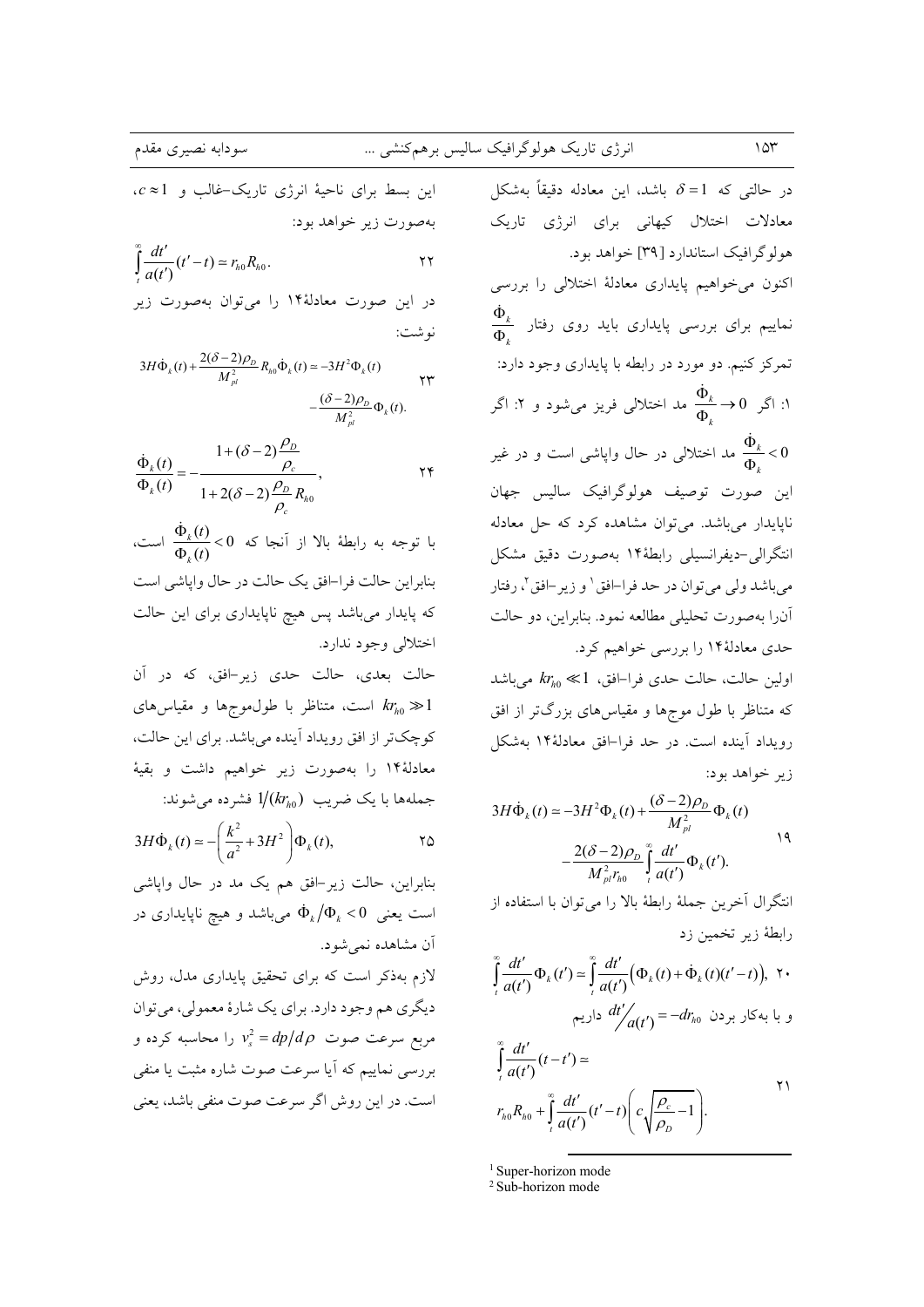در حالتی که $\delta = 1$ باشد، این معادله دقیقاً به‌شکل معادلات اختلال کیهانی برای انرژی تاریک هولوگرافیک استاندارد [۳۹] خواهد بود.

اکنون می‌خواهیم پایداری معادلهٔ اختلالی را بررسی نماییم برای بررسی پایداری باید روی رفتار $\frac{\dot{\Phi}_k}{\Phi_k}$ تمرکز کنیم. دو مورد در رابطه با پایداری وجود دارد: ۱: اگر $\frac{\dot{\Phi}_k}{\Phi_k} \to 0$ مد اختلالی فریز می‌شود و ۲: اگر $\frac{\dot{\Phi}_k}{\Phi_k} < 0$ مد اختلالی در حال واپاشی است و در غیر این صورت توصیف هولوگرافیک سالیس جهان ناپایدار می‌باشد. می‌توان مشاهده کرد که حل معادله انتگرالی-دیفرانسیلی رابطهٔ ۱۴ به‌صورت دقیق مشکل می‌باشد ولی می‌توان در حد فرا-افق[1] و زیر-افق[2]، رفتار آن‌را به‌صورت تحلیلی مطالعه نمود. بنابراین، دو حالت حدی معادلهٔ ۱۴ را بررسی خواهیم کرد.

اولین حالت، حالت حدی فرا-افق، $kr_{h0} \ll 1$ می‌باشد که متناظر با طول موج‌ها و مقیاس‌های بزرگ‌تر از افق رویداد آینده است. در حد فرا-افق معادلهٔ ۱۴ به‌شکل زیر خواهد بود:

$$3H\dot{\Phi}_k(t) \simeq -3H^2\Phi_k(t) + \frac{(\delta-2)\rho_D}{M_{pl}^2}\Phi_k(t) - \frac{2(\delta-2)\rho_D}{M_{pl}^2 r_{h0}}\int_t^{\infty}\frac{dt'}{a(t')}\Phi_k(t'). \qquad ۱۹$$

انتگرال آخرین جملهٔ رابطهٔ بالا را می‌توان با استفاده از رابطهٔ زیر تخمین زد

$$\int_t^{\infty}\frac{dt'}{a(t')}\Phi_k(t') \simeq \int_t^{\infty}\frac{dt'}{a(t')}\left(\Phi_k(t) + \dot{\Phi}_k(t)(t'-t)\right), \qquad ۲۰$$

و با به‌کار بردن $dt'/a(t') = -dr_{h0}$ داریم

$$\int_t^{\infty}\frac{dt'}{a(t')}(t-t') \simeq r_{h0}R_{h0} + \int_t^{\infty}\frac{dt'}{a(t')}(t'-t)\left(c\sqrt{\frac{\rho_c}{\rho_D}}-1\right). \qquad ۲۱$$

این بسط برای ناحیهٔ انرژی تاریک-غالب و $c \approx 1$، به‌صورت زیر خواهد بود:

$$\int_t^{\infty}\frac{dt'}{a(t')}(t'-t) \simeq r_{h0}R_{h0}. \qquad ۲۲$$

در این صورت معادلهٔ ۱۴ را می‌توان به‌صورت زیر نوشت:

$$3H\dot{\Phi}_k(t) + \frac{2(\delta-2)\rho_D}{M_{pl}^2}R_{h0}\dot{\Phi}_k(t) \simeq -3H^2\Phi_k(t) - \frac{(\delta-2)\rho_D}{M_{pl}^2}\Phi_k(t). \qquad ۲۳$$

$$\frac{\dot{\Phi}_k(t)}{\Phi_k(t)} = -\frac{1+(\delta-2)\frac{\rho_D}{\rho_c}}{1+2(\delta-2)\frac{\rho_D}{\rho_c}R_{h0}}, \qquad ۲۴$$

با توجه به رابطهٔ بالا از آنجا که $\frac{\dot{\Phi}_k(t)}{\Phi_k(t)} < 0$ است، بنابراین حالت فرا-افق یک حالت در حال واپاشی است که پایدار می‌باشد پس هیچ ناپایداری برای این حالت اختلالی وجود ندارد.

حالت بعدی، حالت حدی زیر-افق، که در آن $kr_{h0} \gg 1$ است، متناظر با طول‌موج‌ها و مقیاس‌های کوچک‌تر از افق رویداد آینده می‌باشد. برای این حالت، معادلهٔ ۱۴ را به‌صورت زیر خواهیم داشت و بقیهٔ جمله‌ها با یک ضریب $1/(kr_{h0})$ فشرده می‌شوند:

$$3H\dot{\Phi}_k(t) \simeq -\left(\frac{k^2}{a^2} + 3H^2\right)\Phi_k(t), \qquad ۲۵$$

بنابراین، حالت زیر-افق هم یک مد در حال واپاشی است یعنی $\dot{\Phi}_k/\Phi_k < 0$ می‌باشد و هیچ ناپایداری در آن مشاهده نمی‌شود.

لازم به‌ذکر است که برای تحقیق پایداری مدل، روش دیگری هم وجود دارد. برای یک شارهٔ معمولی، می‌توان مربع سرعت صوت $v_s^2 = dp/d\rho$ را محاسبه کرده و بررسی نماییم که آیا سرعت صوت شاره مثبت یا منفی است. در این روش اگر سرعت صوت منفی باشد، یعنی

---

[1] Super-horizon mode

[2] Sub-horizon mode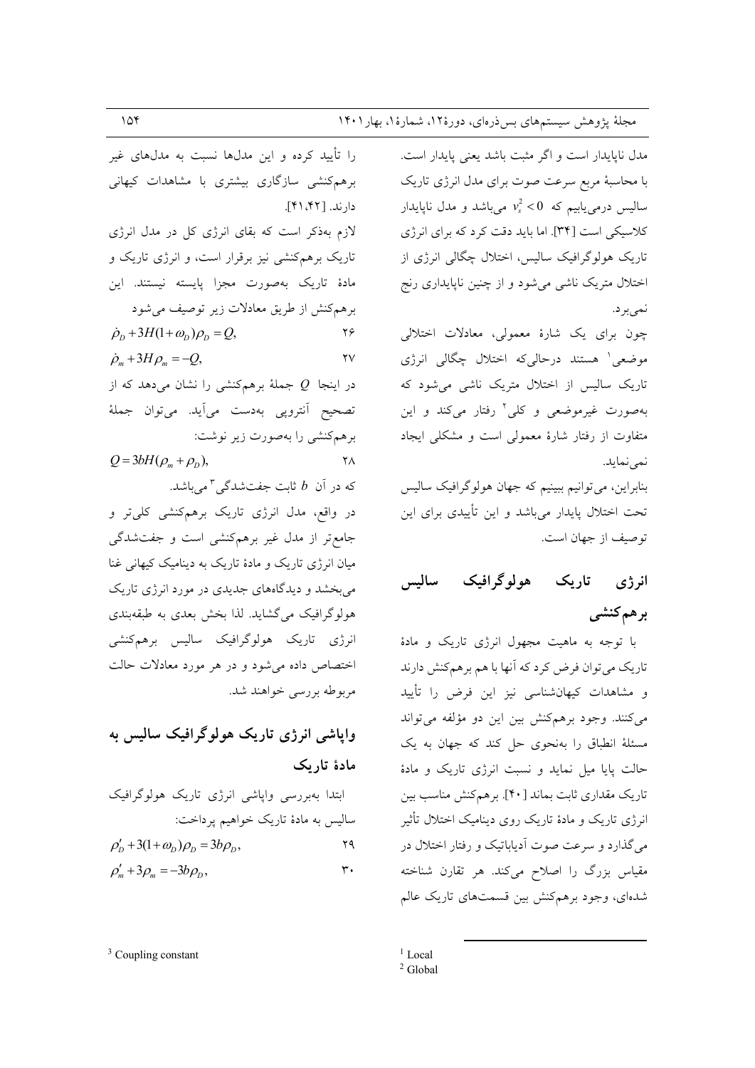مدل ناپایدار است و اگر مثبت باشد یعنی پایدار است. با محاسبهٔ مربع سرعت صوت برای مدل انرژی تاریک سالیس درمی‌یابیم که $v_s^2 < 0$ می‌باشد و مدل ناپایدار کلاسیکی است [۳۴]. اما باید دقت کرد که برای انرژی تاریک هولوگرافیک سالیس، اختلال چگالی انرژی از اختلال متریک ناشی می‌شود و از چنین ناپایداری رنج نمی‌برد.

چون برای یک شارهٔ معمولی، معادلات اختلالی موضعی[1] هستند درحالی‌که اختلال چگالی انرژی تاریک سالیس از اختلال متریک ناشی می‌شود که به‌صورت غیرموضعی و کلی[2] رفتار می‌کند و این متفاوت از رفتار شارهٔ معمولی است و مشکلی ایجاد نمی‌نماید.

بنابراین، می‌توانیم ببینیم که جهان هولوگرافیک سالیس تحت اختلال پایدار می‌باشد و این تأییدی برای این توصیف از جهان است.

## انرژی تاریک هولوگرافیک سالیس برهم‌کنشی

با توجه به ماهیت مجهول انرژی تاریک و مادهٔ تاریک می‌توان فرض کرد که آنها با هم برهم‌کنش دارند و مشاهدات کیهان‌شناسی نیز این فرض را تأیید می‌کنند. وجود برهم‌کنش بین این دو مؤلفه می‌تواند مسئلهٔ انطباق را به‌نحوی حل کند که جهان به یک حالت پایا میل نماید و نسبت انرژی تاریک و مادهٔ تاریک مقداری ثابت بماند [۴۰]. برهم‌کنش مناسب بین انرژی تاریک و مادهٔ تاریک روی دینامیک اختلال تأثیر می‌گذارد و سرعت صوت آدیاباتیک و رفتار اختلال در مقیاس بزرگ را اصلاح می‌کند. هر تقارن شناخته شده‌ای، وجود برهم‌کنش بین قسمت‌های تاریک عالم را تأیید کرده و این مدل‌ها نسبت به مدل‌های غیر برهم‌کنشی سازگاری بیشتری با مشاهدات کیهانی دارند. [۴۱،۴۲].

لازم به‌ذکر است که بقای انرژی کل در مدل انرژی تاریک برهم‌کنشی نیز برقرار است، و انرژی تاریک و مادهٔ تاریک به‌صورت مجزا پایسته نیستند. این برهم‌کنش از طریق معادلات زیر توصیف می‌شود

$$\dot{\rho}_D + 3H(1+\omega_D)\rho_D = Q, \qquad (۲۶)$$

$$\dot{\rho}_m + 3H\rho_m = -Q, \qquad (۲۷)$$

در اینجا $Q$ جملهٔ برهم‌کنشی را نشان می‌دهد که از تصحیح آنتروپی به‌دست می‌آید. می‌توان جملهٔ برهم‌کنشی را به‌صورت زیر نوشت:

$$Q = 3bH(\rho_m + \rho_D), \qquad (۲۸)$$

که در آن $b$ ثابت جفت‌شدگی[3] می‌باشد.

در واقع، مدل انرژی تاریک برهم‌کنشی کلی‌تر و جامع‌تر از مدل غیر برهم‌کنشی است و جفت‌شدگی میان انرژی تاریک و مادهٔ تاریک به دینامیک کیهانی غنا می‌بخشد و دیدگاه‌های جدیدی در مورد انرژی تاریک هولوگرافیک می‌گشاید. لذا بخش بعدی به طبقه‌بندی انرژی تاریک هولوگرافیک سالیس برهم‌کنشی اختصاص داده می‌شود و در هر مورد معادلات حالت مربوطه بررسی خواهند شد.

## واپاشی انرژی تاریک هولوگرافیک سالیس به مادهٔ تاریک

ابتدا به‌بررسی واپاشی انرژی تاریک هولوگرافیک سالیس به مادهٔ تاریک خواهیم پرداخت:

$$\rho'_D + 3(1+\omega_D)\rho_D = 3b\rho_D, \qquad (۲۹)$$

$$\rho'_m + 3\rho_m = -3b\rho_D, \qquad (۳۰)$$

---

[1] Local
[2] Global
[3] Coupling constant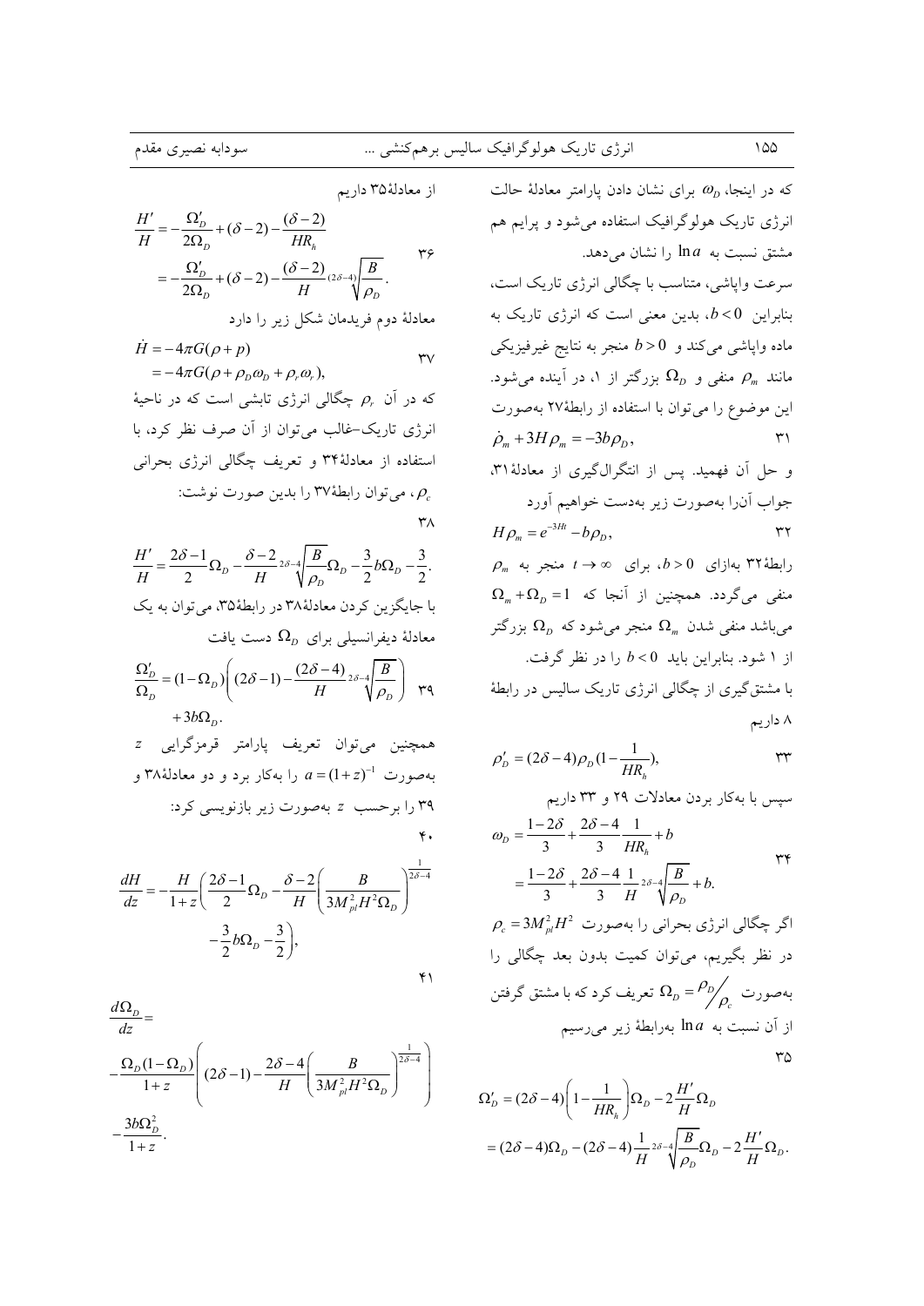که در اینجا، $\omega_D$ برای نشان دادن پارامتر معادلهٔ حالت انرژی تاریک هولوگرافیک استفاده می‌شود و پرایم هم مشتق نسبت به $\ln a$ را نشان می‌دهد.

سرعت واپاشی، متناسب با چگالی انرژی تاریک است، بنابراین $b<0$، بدین معنی است که انرژی تاریک به ماده واپاشی می‌کند و $b>0$ منجر به نتایج غیرفیزیکی مانند $\rho_m$ منفی و $\Omega_D$ بزرگتر از ۱، در آینده می‌شود. این موضوع را می‌توان با استفاده از رابطهٔ۲۷ به‌صورت

$$\dot{\rho}_m + 3H\rho_m = -3b\rho_D, \qquad ۳۱$$

و حل آن فهمید. پس از انتگرال‌گیری از معادلهٔ۳۱، جواب آن‌را به‌صورت زیر به‌دست خواهیم آورد

$$H\rho_m = e^{-3Ht} - b\rho_D, \qquad ۳۲$$

رابطهٔ۳۲ به‌ازای $b>0$، برای $t\to\infty$ منجر به $\rho_m$ منفی می‌گردد. همچنین از آنجا که $\Omega_m + \Omega_D = 1$ می‌باشد منفی شدن $\Omega_m$ منجر می‌شود که $\Omega_D$ بزرگتر از ۱ شود. بنابراین باید $b<0$ را در نظر گرفت.

با مشتق‌گیری از چگالی انرژی تاریک سالیس در رابطهٔ ۸ داریم

$$\rho_D' = (2\delta-4)\rho_D\left(1-\frac{1}{HR_h}\right), \qquad ۳۳$$

سپس با به‌کار بردن معادلات ۲۹ و ۳۳ داریم

$$\begin{aligned}\omega_D &= \frac{1-2\delta}{3} + \frac{2\delta-4}{3}\frac{1}{HR_h} + b \\ &= \frac{1-2\delta}{3} + \frac{2\delta-4}{3}\frac{1}{H}\sqrt[2\delta-4]{\frac{B}{\rho_D}} + b.\end{aligned} \qquad ۳۴$$

اگر چگالی انرژی بحرانی را به‌صورت $\rho_c = 3M_{pl}^2H^2$ در نظر بگیریم، می‌توان کمیت بدون بعد چگالی را به‌صورت $\Omega_D = \rho_D/\rho_c$ تعریف کرد که با مشتق گرفتن از آن نسبت به $\ln a$ به‌رابطهٔ زیر می‌رسیم

$$\begin{aligned}\Omega_D' &= (2\delta-4)\left(1-\frac{1}{HR_h}\right)\Omega_D - 2\frac{H'}{H}\Omega_D \\ &= (2\delta-4)\Omega_D - (2\delta-4)\frac{1}{H}\sqrt[2\delta-4]{\frac{B}{\rho_D}}\Omega_D - 2\frac{H'}{H}\Omega_D.\end{aligned} \qquad ۳۵$$

از معادلهٔ۳۵ داریم

$$\begin{aligned}\frac{H'}{H} &= -\frac{\Omega_D'}{2\Omega_D} + (\delta-2) - \frac{(\delta-2)}{HR_h} \\ &= -\frac{\Omega_D'}{2\Omega_D} + (\delta-2) - \frac{(\delta-2)}{H}\sqrt[(2\delta-4)]{\frac{B}{\rho_D}}.\end{aligned} \qquad ۳۶$$

معادلهٔ دوم فریدمان شکل زیر را دارد

$$\begin{aligned}\dot{H} &= -4\pi G(\rho+p) \\ &= -4\pi G(\rho + \rho_D\omega_D + \rho_r\omega_r),\end{aligned} \qquad ۳۷$$

که در آن $\rho_r$ چگالی انرژی تابشی است که در ناحیهٔ انرژی تاریک-غالب می‌توان از آن صرف نظر کرد، با استفاده از معادلهٔ۳۴ و تعریف چگالی انرژی بحرانی $\rho_c$، می‌توان رابطهٔ۳۷ را بدین صورت نوشت:

$$\frac{H'}{H} = \frac{2\delta-1}{2}\Omega_D - \frac{\delta-2}{H}\sqrt[2\delta-4]{\frac{B}{\rho_D}}\Omega_D - \frac{3}{2}b\Omega_D - \frac{3}{2}. \qquad ۳۸$$

با جایگزین کردن معادلهٔ۳۸ در رابطهٔ۳۵، می‌توان به یک معادلهٔ دیفرانسیلی برای $\Omega_D$ دست یافت

$$\begin{aligned}\frac{\Omega_D'}{\Omega_D} &= (1-\Omega_D)\left((2\delta-1) - \frac{(2\delta-4)}{H}\sqrt[2\delta-4]{\frac{B}{\rho_D}}\right) \\ &\quad + 3b\Omega_D.\end{aligned} \qquad ۳۹$$

همچنین می‌توان تعریف پارامتر قرمزگرایی $z$ به‌صورت $a=(1+z)^{-1}$ را به‌کار برد و دو معادلهٔ۳۸ و ۳۹ را برحسب $z$ به‌صورت زیر بازنویسی کرد:

$$\begin{aligned}\frac{dH}{dz} = -\frac{H}{1+z}\Bigg(&\frac{2\delta-1}{2}\Omega_D - \frac{\delta-2}{H}\left(\frac{B}{3M_{pl}^2H^2\Omega_D}\right)^{\frac{1}{2\delta-4}} \\ &- \frac{3}{2}b\Omega_D - \frac{3}{2}\Bigg),\end{aligned} \qquad ۴۰$$

$$\begin{aligned}\frac{d\Omega_D}{dz} = &-\frac{\Omega_D(1-\Omega_D)}{1+z}\left((2\delta-1) - \frac{2\delta-4}{H}\left(\frac{B}{3M_{pl}^2H^2\Omega_D}\right)^{\frac{1}{2\delta-4}}\right) \\ &- \frac{3b\Omega_D^2}{1+z}.\end{aligned} \qquad ۴۱$$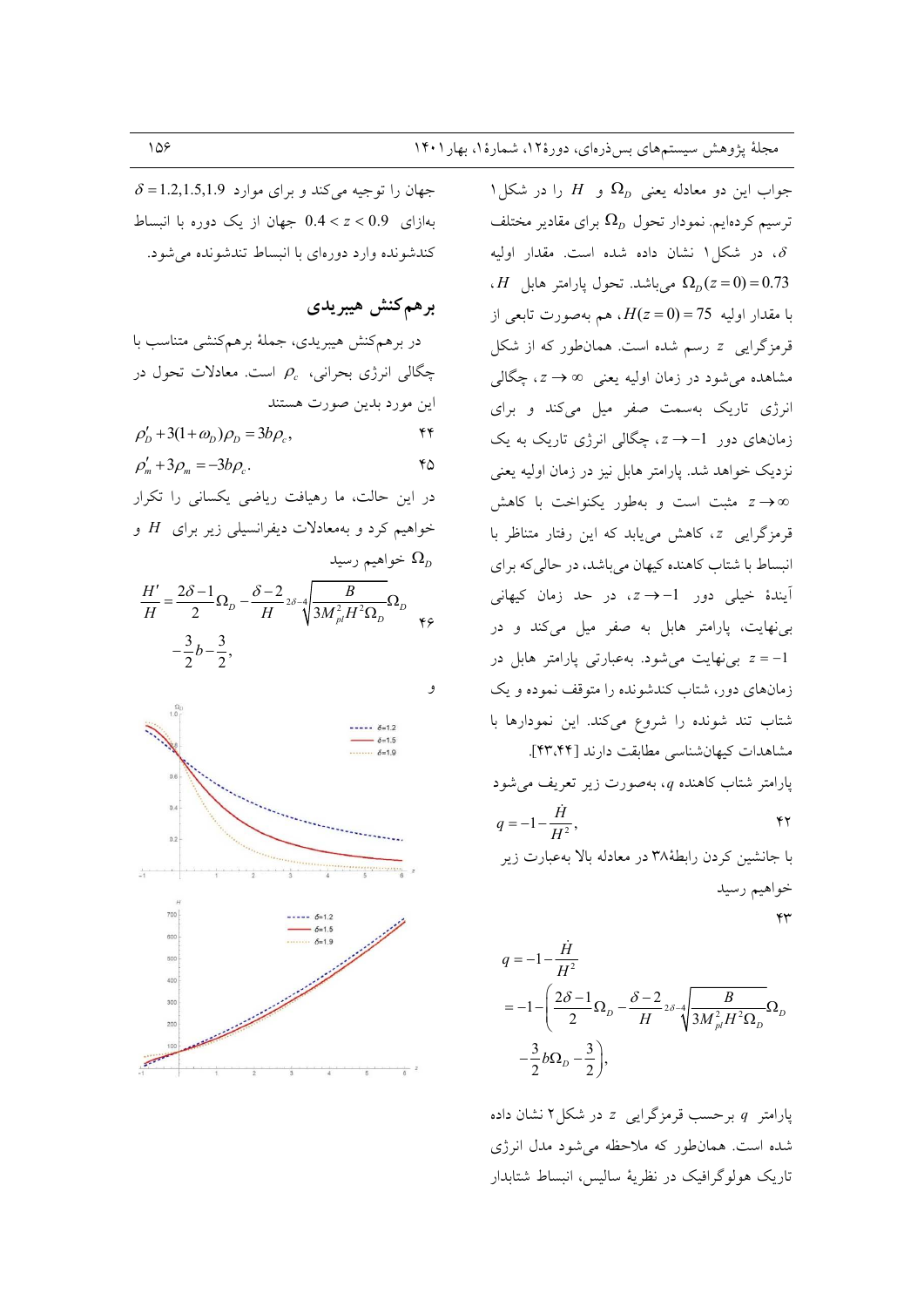جواب این دو معادله یعنی $\Omega_D$ و $H$ را در شکل ۱ ترسیم کرده‌ایم. نمودار تحول $\Omega_D$ برای مقادیر مختلف $\delta$، در شکل ۱ نشان داده شده است. مقدار اولیه $\Omega_D(z=0)=0.73$ می‌باشد. تحول پارامتر هابل $H$، با مقدار اولیه $H(z=0)=75$، هم به‌صورت تابعی از قرمزگرایی $z$ رسم شده است. همان‌طور که از شکل مشاهده می‌شود در زمان اولیه یعنی $z\to\infty$، چگالی انرژی تاریک به‌سمت صفر میل می‌کند و برای زمان‌های دور $z\to-1$، چگالی انرژی تاریک به یک نزدیک خواهد شد. پارامتر هابل نیز در زمان اولیه یعنی $z\to\infty$ مثبت است و به‌طور یکنواخت با کاهش قرمزگرایی $z$، کاهش می‌یابد که این رفتار متناظر با انبساط با شتاب کاهنده کیهان می‌باشد، در حالی‌که برای آیندهٔ خیلی دور $z\to-1$، در حد زمان کیهانی بی‌نهایت، پارامتر هابل به صفر میل می‌کند و در $z=-1$ بی‌نهایت می‌شود. به‌عبارتی پارامتر هابل در زمان‌های دور، شتاب کندشونده را متوقف نموده و یک شتاب تند شونده را شروع می‌کند. این نمودارها با مشاهدات کیهان‌شناسی مطابقت دارند [۴۳،۴۴].

پارامتر شتاب کاهنده $q$، به‌صورت زیر تعریف می‌شود

$$q=-1-\frac{\dot{H}}{H^2}, \tag{۴۲}$$

با جانشین کردن رابطهٔ۳۸ در معادله بالا به‌عبارت زیر خواهیم رسید

$$q=-1-\frac{\dot{H}}{H^2} =-1-\left(\frac{2\delta-1}{2}\Omega_D-\frac{\delta-2}{H}\sqrt[2\delta-4]{\frac{B}{3M_{pl}^2H^2\Omega_D}}\Omega_D -\frac{3}{2}b\Omega_D-\frac{3}{2}\right), \tag{۴۳}$$

پارامتر $q$ برحسب قرمزگرایی $z$ در شکل ۲ نشان داده شده است. همان‌طور که ملاحظه می‌شود مدل انرژی تاریک هولوگرافیک در نظریهٔ سالیس، انبساط شتابدار جهان را توجیه می‌کند و برای موارد $\delta=1.2,1.5,1.9$ به‌ازای $0.4<z<0.9$ جهان از یک دوره با انبساط کندشونده وارد دوره‌ای با انبساط تندشونده می‌شود.

## برهم‌کنش هیبریدی

در برهم‌کنش هیبریدی، جملهٔ برهم‌کنشی متناسب با چگالی انرژی بحرانی، $\rho_c$ است. معادلات تحول در این مورد بدین صورت هستند

$$\rho_D'+3(1+\omega_D)\rho_D=3b\rho_c, \tag{۴۴}$$

$$\rho_m'+3\rho_m=-3b\rho_c. \tag{۴۵}$$

در این حالت، ما رهیافت ریاضی یکسانی را تکرار خواهیم کرد و به‌معادلات دیفرانسیلی زیر برای $H$ و $\Omega_D$ خواهیم رسید

$$\frac{H'}{H}=\frac{2\delta-1}{2}\Omega_D-\frac{\delta-2}{H}\sqrt[2\delta-4]{\frac{B}{3M_{pl}^2H^2\Omega_D}}\Omega_D -\frac{3}{2}b-\frac{3}{2}, \tag{۴۶}$$

و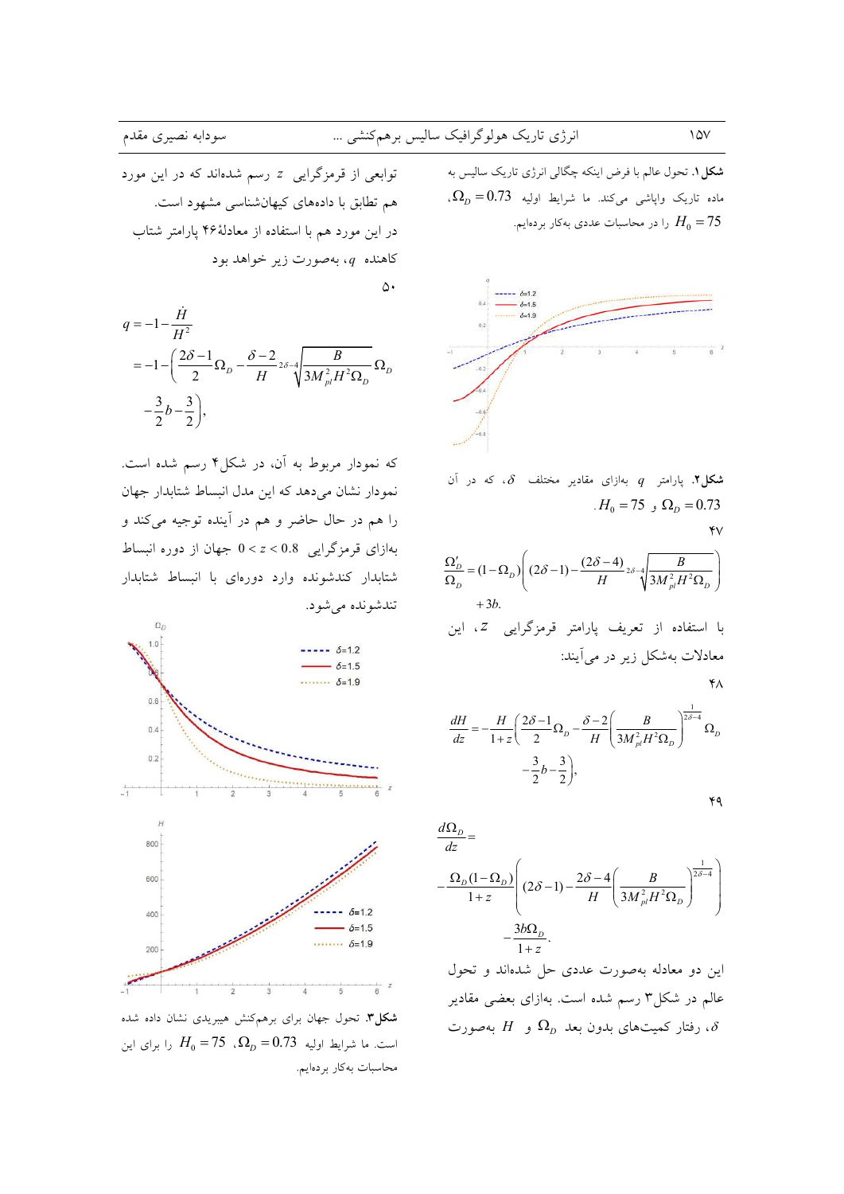**شکل ۱.** تحول عالم با فرض اینکه چگالی انرژی تاریک سالیس به ماده تاریک واپاشی می‌کند. ما شرایط اولیه $\Omega_D = 0.73$، $H_0 = 75$ را در محاسبات عددی به‌کار برده‌ایم.

**شکل۲.** پارامتر $q$ به‌ازای مقادیر مختلف $\delta$، که در آن $\Omega_D = 0.73$ و $H_0 = 75$.

۴۷

$$\frac{\Omega_D'}{\Omega_D} = (1-\Omega_D)\left( (2\delta-1) - \frac{(2\delta-4)}{H} \sqrt[2\delta-4]{\frac{B}{3M_{pl}^2 H^2 \Omega_D}} \right) + 3b.$$

با استفاده از تعریف پارامتر قرمزگرایی $z$، این معادلات به‌شکل زیر در می‌آیند:

۴۸

$$\frac{dH}{dz} = -\frac{H}{1+z}\left( \frac{2\delta-1}{2}\Omega_D - \frac{\delta-2}{H}\left(\frac{B}{3M_{pl}^2 H^2 \Omega_D}\right)^{\frac{1}{2\delta-4}} \Omega_D - \frac{3}{2}b - \frac{3}{2} \right),$$

۴۹

$$\frac{d\Omega_D}{dz} = -\frac{\Omega_D(1-\Omega_D)}{1+z}\left( (2\delta-1) - \frac{2\delta-4}{H}\left(\frac{B}{3M_{pl}^2 H^2 \Omega_D}\right)^{\frac{1}{2\delta-4}} \right) - \frac{3b\Omega_D}{1+z}.$$

این دو معادله به‌صورت عددی حل شده‌اند و تحول عالم در شکل۳ رسم شده است. به‌ازای بعضی مقادیر $\delta$، رفتار کمیت‌های بدون بعد $\Omega_D$ و $H$ به‌صورت توابعی از قرمزگرایی $z$ رسم شده‌اند که در این مورد هم تطابق با داده‌های کیهان‌شناسی مشهود است.

در این مورد هم با استفاده از معادلهٔ۴۶ پارامتر شتاب کاهنده $q$، به‌صورت زیر خواهد بود

۵۰

$$q = -1 - \frac{\dot{H}}{H^2} = -1 - \left( \frac{2\delta-1}{2}\Omega_D - \frac{\delta-2}{H}\sqrt[2\delta-4]{\frac{B}{3M_{pl}^2 H^2 \Omega_D}}\Omega_D - \frac{3}{2}b - \frac{3}{2} \right),$$

که نمودار مربوط به آن، در شکل۴ رسم شده است. نمودار نشان می‌دهد که این مدل انبساط شتابدار جهان را هم در حال حاضر و هم در آینده توجیه می‌کند و به‌ازای قرمزگرایی $0 < z < 0.8$ جهان از دوره انبساط شتابدار کندشونده وارد دوره‌ای با انبساط شتابدار تندشونده می‌شود.

**شکل۳.** تحول جهان برای برهم‌کنش هیبریدی نشان داده شده است. ما شرایط اولیه $\Omega_D = 0.73$، $H_0 = 75$ را برای این محاسبات به‌کار برده‌ایم.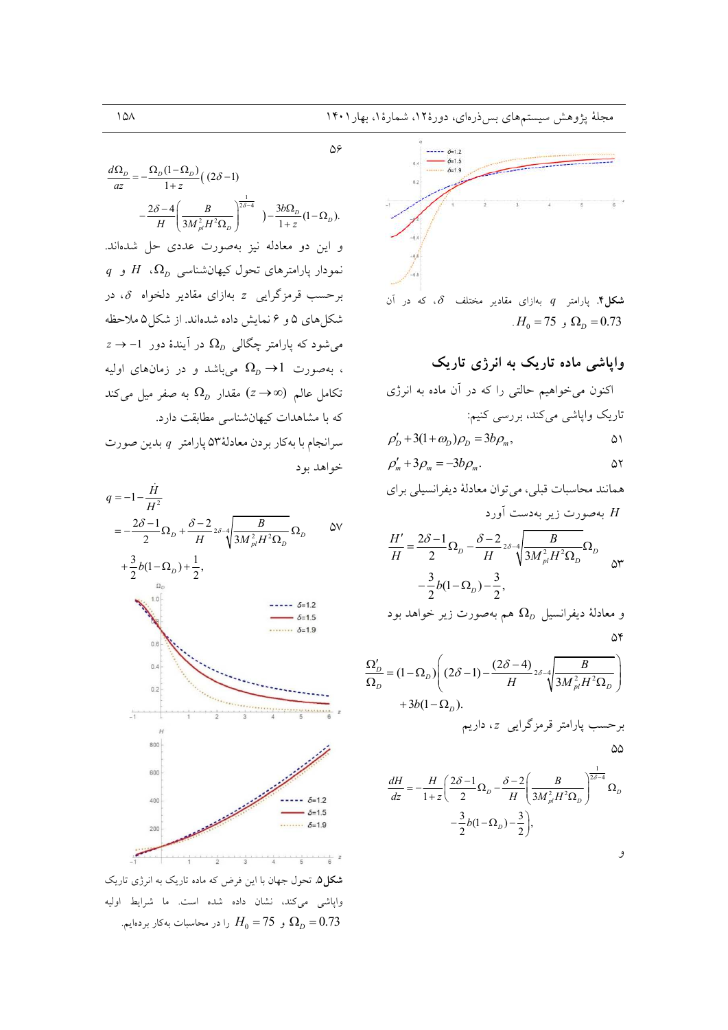**شکل۴.** پارامتر $q$ به‌ازای مقادیر مختلف $\delta$، که در آن $H_0=75$ و $\Omega_D=0.73$.

## واپاشی ماده تاریک به انرژی تاریک

اکنون می‌خواهیم حالتی را که در آن ماده به انرژی تاریک واپاشی می‌کند، بررسی کنیم:

$$\rho_D' + 3(1+\omega_D)\rho_D = 3b\rho_m, \quad (51)$$

$$\rho_m' + 3\rho_m = -3b\rho_m. \quad (52)$$

همانند محاسبات قبلی، می‌توان معادلهٔ دیفرانسیلی برای $H$ به‌صورت زیر به‌دست آورد

$$\frac{H'}{H} = \frac{2\delta-1}{2}\Omega_D - \frac{\delta-2}{H}\sqrt[2\delta-4]{\frac{B}{3M_{pl}^2H^2\Omega_D}}\Omega_D - \frac{3}{2}b(1-\Omega_D) - \frac{3}{2}, \quad (53)$$

و معادلهٔ دیفرانسیل $\Omega_D$ هم به‌صورت زیر خواهد بود

$$\frac{\Omega_D'}{\Omega_D} = (1-\Omega_D)\left((2\delta-1) - \frac{(2\delta-4)}{H}\sqrt[2\delta-4]{\frac{B}{3M_{pl}^2H^2\Omega_D}}\right) + 3b(1-\Omega_D). \quad (54)$$

برحسب پارامتر قرمزگرایی $z$، داریم

$$\frac{dH}{dz} = -\frac{H}{1+z}\left(\frac{2\delta-1}{2}\Omega_D - \frac{\delta-2}{H}\left(\frac{B}{3M_{pl}^2H^2\Omega_D}\right)^{\frac{1}{2\delta-4}}\Omega_D - \frac{3}{2}b(1-\Omega_D) - \frac{3}{2}\right), \quad (55)$$

و

$$\frac{d\Omega_D}{az} = -\frac{\Omega_D(1-\Omega_D)}{1+z}\left((2\delta-1) - \frac{2\delta-4}{H}\left(\frac{B}{3M_{pl}^2H^2\Omega_D}\right)^{\frac{1}{2\delta-4}}\right) - \frac{3b\Omega_D}{1+z}(1-\Omega_D). \quad (56)$$

و این دو معادله نیز به‌صورت عددی حل شده‌اند. نمودار پارامترهای تحول کیهان‌شناسی $\Omega_D$، $H$ و $q$ برحسب قرمزگرایی $z$ به‌ازای مقادیر دلخواه $\delta$، در شکل‌های ۵ و ۶ نمایش داده شده‌اند. از شکل ۵ ملاحظه می‌شود که پارامتر چگالی $\Omega_D$ در آیندهٔ دور $z\to -1$، به‌صورت $\Omega_D \to 1$ می‌باشد و در زمان‌های اولیه تکامل عالم $(z\to\infty)$ مقدار $\Omega_D$ به صفر میل می‌کند که با مشاهدات کیهان‌شناسی مطابقت دارد.

سرانجام با به‌کار بردن معادلهٔ۵۳ پارامتر $q$ بدین صورت خواهد بود

$$q = -1 - \frac{\dot{H}}{H^2} = -\frac{2\delta-1}{2}\Omega_D + \frac{\delta-2}{H}\sqrt[2\delta-4]{\frac{B}{3M_{pl}^2H^2\Omega_D}}\Omega_D + \frac{3}{2}b(1-\Omega_D) + \frac{1}{2}, \quad (57)$$

**شکل۵.** تحول جهان با این فرض که ماده تاریک به انرژی تاریک واپاشی می‌کند، نشان داده شده است. ما شرایط اولیه $H_0=75$ و $\Omega_D=0.73$ را در محاسبات به‌کار برده‌ایم.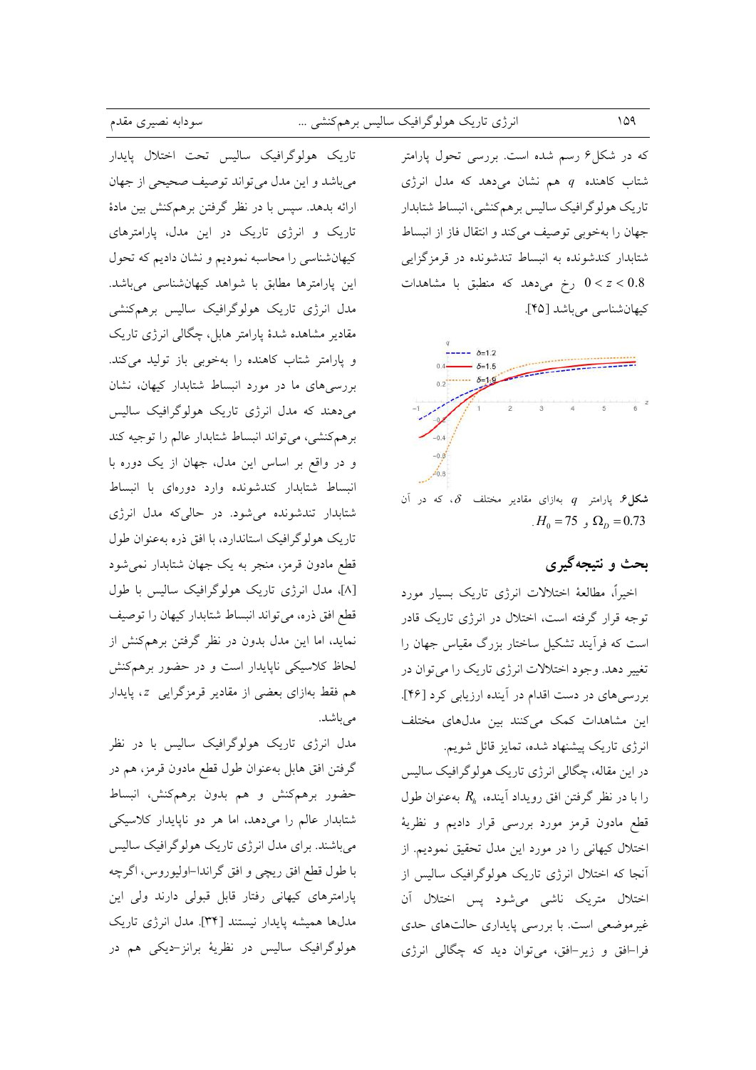که در شکل ۶ رسم شده است. بررسی تحول پارامتر شتاب کاهنده $q$ هم نشان می‌دهد که مدل انرژی تاریک هولوگرافیک سالیس برهم‌کنشی، انبساط شتابدار جهان را به‌خوبی توصیف می‌کند و انتقال فاز از انبساط شتابدار کندشونده به انبساط تندشونده در قرمزگرایی $0 < z < 0.8$ رخ می‌دهد که منطبق با مشاهدات کیهان‌شناسی می‌باشد [۴۵].

**شکل ۶.** پارامتر $q$ به‌ازای مقادیر مختلف $\delta$، که در آن $\Omega_D = 0.73$ و $H_0 = 75$.

## بحث و نتیجه‌گیری

اخیراً، مطالعهٔ اختلالات انرژی تاریک بسیار مورد توجه قرار گرفته است، اختلال در انرژی تاریک قادر است که فرآیند تشکیل ساختار بزرگ مقیاس جهان را تغییر دهد. وجود اختلالات انرژی تاریک را می‌توان در بررسی‌های در دست اقدام در آینده ارزیابی کرد [۴۶]. این مشاهدات کمک می‌کنند بین مدل‌های مختلف انرژی تاریک پیشنهاد شده، تمایز قائل شویم.

در این مقاله، چگالی انرژی تاریک هولوگرافیک سالیس را با در نظر گرفتن افق رویداد آینده، $R_h$، به‌عنوان طول قطع مادون قرمز مورد بررسی قرار دادیم و نظریهٔ اختلال کیهانی را در مورد این مدل تحقیق نمودیم. از آنجا که اختلال انرژی تاریک هولوگرافیک سالیس از اختلال متریک ناشی می‌شود پس اختلال آن غیرموضعی است. با بررسی پایداری حالت‌های حدی فرا‌افق و زیر‌افق، می‌توان دید که چگالی انرژی تاریک هولوگرافیک سالیس تحت اختلال پایدار می‌باشد و این مدل می‌تواند توصیف صحیحی از جهان ارائه بدهد. سپس با در نظر گرفتن برهم‌کنش بین مادهٔ تاریک و انرژی تاریک در این مدل، پارامترهای کیهان‌شناسی را محاسبه نمودیم و نشان دادیم که تحول این پارامترها مطابق با شواهد کیهان‌شناسی می‌باشد. مدل انرژی تاریک هولوگرافیک سالیس برهم‌کنشی مقادیر مشاهده شدهٔ پارامتر هابل، چگالی انرژی تاریک و پارامتر شتاب کاهنده را به‌خوبی باز تولید می‌کند. بررسی‌های ما در مورد انبساط شتابدار کیهان، نشان می‌دهند که مدل انرژی تاریک هولوگرافیک سالیس برهم‌کنشی، می‌تواند انبساط شتابدار عالم را توجیه کند و در واقع بر اساس این مدل، جهان از یک دوره با انبساط شتابدار کندشونده وارد دوره‌ای با انبساط شتابدار تندشونده می‌شود. در حالی‌که مدل انرژی تاریک هولوگرافیک استاندارد، با افق ذره به‌عنوان طول قطع مادون قرمز، منجر به یک جهان شتابدار نمی‌شود [۸]، مدل انرژی تاریک هولوگرافیک سالیس با طول قطع افق ذره، می‌تواند انبساط شتابدار کیهان را توصیف نماید، اما این مدل بدون در نظر گرفتن برهم‌کنش از لحاظ کلاسیکی ناپایدار است و در حضور برهم‌کنش هم فقط به‌ازای بعضی از مقادیر قرمزگرایی $z$، پایدار می‌باشد.

مدل انرژی تاریک هولوگرافیک سالیس با در نظر گرفتن افق هابل به‌عنوان طول قطع مادون قرمز، هم در حضور برهم‌کنش و هم بدون برهم‌کنش، انبساط شتابدار عالم را می‌دهد، اما هر دو ناپایدار کلاسیکی می‌باشند. برای مدل انرژی تاریک هولوگرافیک سالیس با طول قطع افق ریچی و افق گراندا-اولیوروس، اگرچه پارامترهای کیهانی رفتار قابل قبولی دارند ولی این مدل‌ها همیشه پایدار نیستند [۳۴]. مدل انرژی تاریک هولوگرافیک سالیس در نظریهٔ برانز-دیکی هم در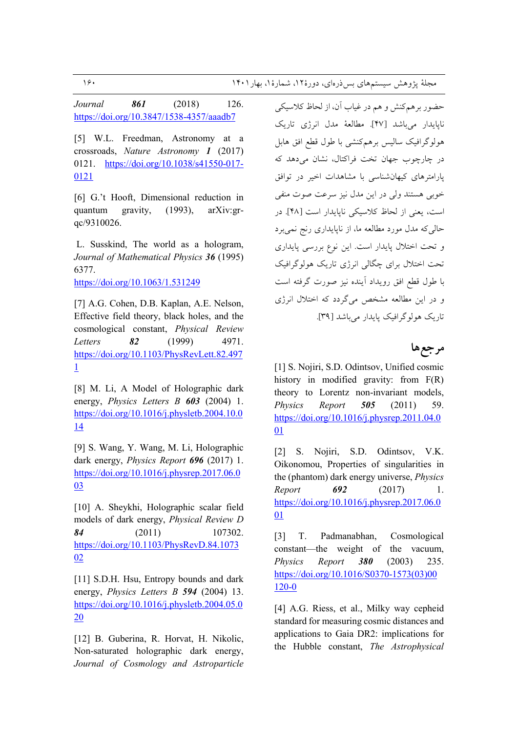حضور برهم‌کنش و هم در غیاب آن، از لحاظ کلاسیکی ناپایدار می‌باشد [۴۷]. مطالعهٔ مدل انرژی تاریک هولوگرافیک سالیس برهم‌کنشی با طول قطع افق هابل در چارچوب جهان تخت فراکتال، نشان می‌دهد که پارامترهای کیهان‌شناسی با مشاهدات اخیر در توافق خوبی هستند ولی در این مدل نیز سرعت صوت منفی است، یعنی از لحاظ کلاسیکی ناپایدار است [۴۸]. در حالی‌که مدل مورد مطالعه ما، از ناپایداری رنج نمی‌برد و تحت اختلال پایدار است. این نوع بررسی پایداری تحت اختلال برای چگالی انرژی تاریک هولوگرافیک با طول قطع افق رویداد آینده نیز صورت گرفته است و در این مطالعه مشخص می‌گردد که اختلال انرژی تاریک هولوگرافیک پایدار می‌باشد [۳۹].

## مرجع‌ها

[1] S. Nojiri, S.D. Odintsov, Unified cosmic history in modified gravity: from F(R) theory to Lorentz non-invariant models, *Physics Report* ***505*** (2011) 59. https://doi.org/10.1016/j.physrep.2011.04.001

[2] S. Nojiri, S.D. Odintsov, V.K. Oikonomou, Properties of singularities in the (phantom) dark energy universe, *Physics Report* ***692*** (2017) 1. https://doi.org/10.1016/j.physrep.2017.06.001

[3] T. Padmanabhan, Cosmological constant—the weight of the vacuum, *Physics Report* ***380*** (2003) 235. https://doi.org/10.1016/S0370-1573(03)00120-0

[4] A.G. Riess, et al., Milky way cepheid standard for measuring cosmic distances and applications to Gaia DR2: implications for the Hubble constant, *The Astrophysical Journal* ***861*** (2018) 126. https://doi.org/10.3847/1538-4357/aaadb7

[5] W.L. Freedman, Astronomy at a crossroads, *Nature Astronomy* ***1*** (2017) 0121. https://doi.org/10.1038/s41550-017-0121

[6] G.'t Hooft, Dimensional reduction in quantum gravity, (1993), arXiv:gr-qc/9310026.

L. Susskind, The world as a hologram, *Journal of Mathematical Physics* ***36*** (1995) 6377. https://doi.org/10.1063/1.531249

[7] A.G. Cohen, D.B. Kaplan, A.E. Nelson, Effective field theory, black holes, and the cosmological constant, *Physical Review Letters* ***82*** (1999) 4971. https://doi.org/10.1103/PhysRevLett.82.4971

[8] M. Li, A Model of Holographic dark energy, *Physics Letters B* ***603*** (2004) 1. https://doi.org/10.1016/j.physletb.2004.10.014

[9] S. Wang, Y. Wang, M. Li, Holographic dark energy, *Physics Report* ***696*** (2017) 1. https://doi.org/10.1016/j.physrep.2017.06.003

[10] A. Sheykhi, Holographic scalar field models of dark energy, *Physical Review D* ***84*** (2011) 107302. https://doi.org/10.1103/PhysRevD.84.107302

[11] S.D.H. Hsu, Entropy bounds and dark energy, *Physics Letters B* ***594*** (2004) 13. https://doi.org/10.1016/j.physletb.2004.05.020

[12] B. Guberina, R. Horvat, H. Nikolic, Non-saturated holographic dark energy, *Journal of Cosmology and Astroparticle*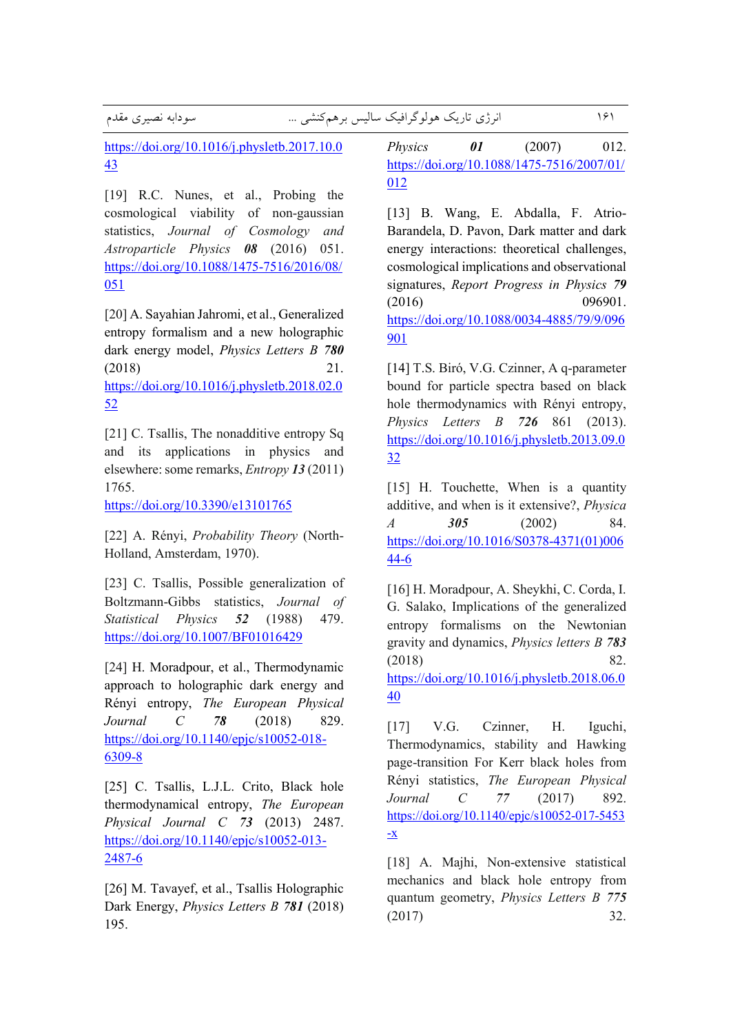Physics **01** (2007) 012. https://doi.org/10.1088/1475-7516/2007/01/012

[13] B. Wang, E. Abdalla, F. Atrio-Barandela, D. Pavon, Dark matter and dark energy interactions: theoretical challenges, cosmological implications and observational signatures, *Report Progress in Physics* ***79*** (2016) 096901. https://doi.org/10.1088/0034-4885/79/9/096901

[14] T.S. Biró, V.G. Czinner, A q-parameter bound for particle spectra based on black hole thermodynamics with Rényi entropy, *Physics Letters B* ***726*** 861 (2013). https://doi.org/10.1016/j.physletb.2013.09.032

[15] H. Touchette, When is a quantity additive, and when is it extensive?, *Physica A* ***305*** (2002) 84. https://doi.org/10.1016/S0378-4371(01)00644-6

[16] H. Moradpour, A. Sheykhi, C. Corda, I. G. Salako, Implications of the generalized entropy formalisms on the Newtonian gravity and dynamics, *Physics letters B* ***783*** (2018) 82. https://doi.org/10.1016/j.physletb.2018.06.040

[17] V.G. Czinner, H. Iguchi, Thermodynamics, stability and Hawking page-transition For Kerr black holes from Rényi statistics, *The European Physical Journal C* ***77*** (2017) 892. https://doi.org/10.1140/epjc/s10052-017-5453-x

[18] A. Majhi, Non-extensive statistical mechanics and black hole entropy from quantum geometry, *Physics Letters B* ***775*** (2017) 32. https://doi.org/10.1016/j.physletb.2017.10.043

[19] R.C. Nunes, et al., Probing the cosmological viability of non-gaussian statistics, *Journal of Cosmology and Astroparticle Physics* ***08*** (2016) 051. https://doi.org/10.1088/1475-7516/2016/08/051

[20] A. Sayahian Jahromi, et al., Generalized entropy formalism and a new holographic dark energy model, *Physics Letters B* ***780*** (2018) 21. https://doi.org/10.1016/j.physletb.2018.02.052

[21] C. Tsallis, The nonadditive entropy Sq and its applications in physics and elsewhere: some remarks, *Entropy* ***13*** (2011) 1765. https://doi.org/10.3390/e13101765

[22] A. Rényi, *Probability Theory* (North-Holland, Amsterdam, 1970).

[23] C. Tsallis, Possible generalization of Boltzmann-Gibbs statistics, *Journal of Statistical Physics* ***52*** (1988) 479. https://doi.org/10.1007/BF01016429

[24] H. Moradpour, et al., Thermodynamic approach to holographic dark energy and Rényi entropy, *The European Physical Journal C* ***78*** (2018) 829. https://doi.org/10.1140/epjc/s10052-018-6309-8

[25] C. Tsallis, L.J.L. Crito, Black hole thermodynamical entropy, *The European Physical Journal C* ***73*** (2013) 2487. https://doi.org/10.1140/epjc/s10052-013-2487-6

[26] M. Tavayef, et al., Tsallis Holographic Dark Energy, *Physics Letters B* ***781*** (2018) 195.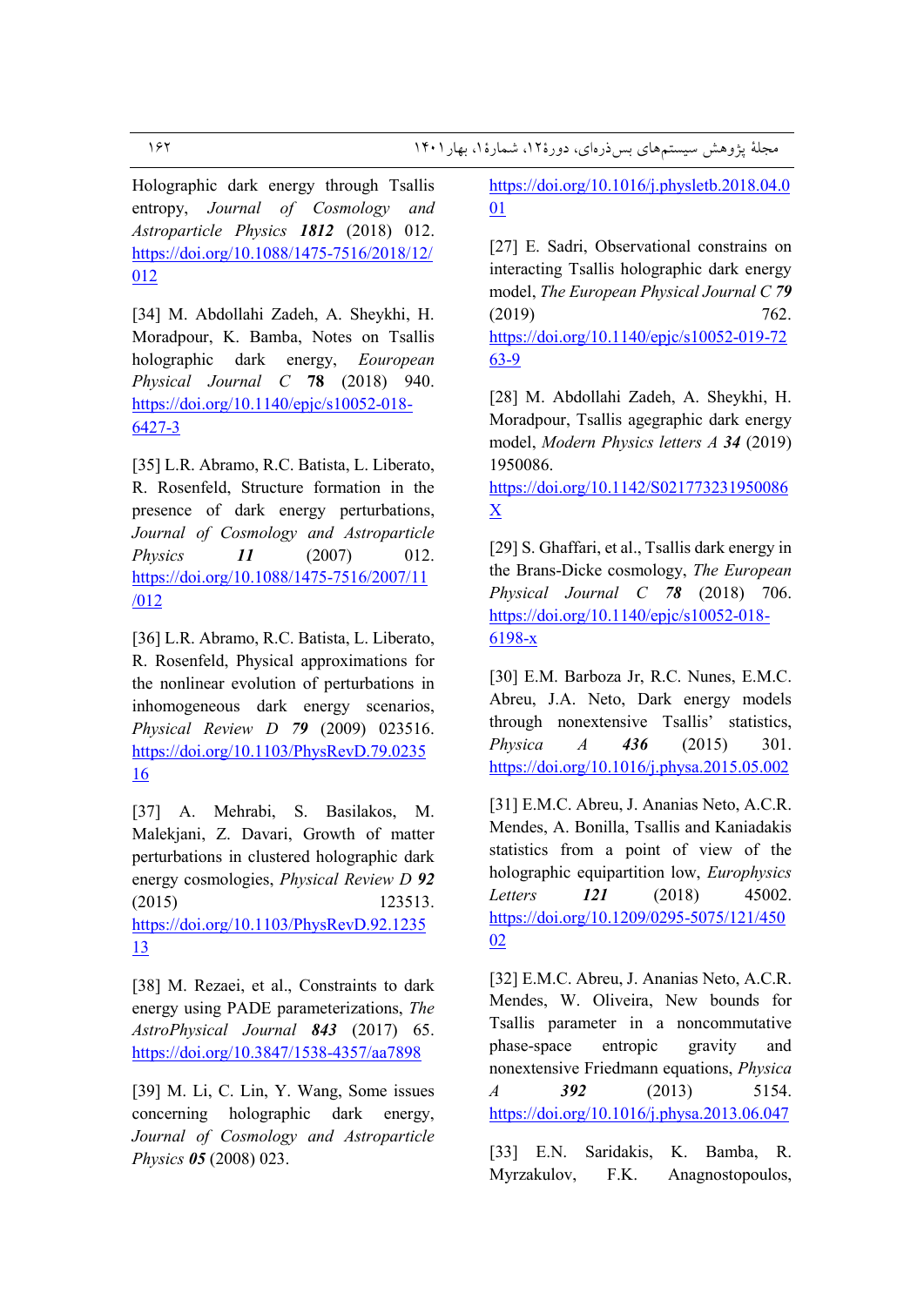Holographic dark energy through Tsallis entropy, *Journal of Cosmology and Astroparticle Physics* ***1812*** (2018) 012. https://doi.org/10.1088/1475-7516/2018/12/012

[34] M. Abdollahi Zadeh, A. Sheykhi, H. Moradpour, K. Bamba, Notes on Tsallis holographic dark energy, *Eouropean Physical Journal C* **78** (2018) 940. https://doi.org/10.1140/epjc/s10052-018-6427-3

[35] L.R. Abramo, R.C. Batista, L. Liberato, R. Rosenfeld, Structure formation in the presence of dark energy perturbations, *Journal of Cosmology and Astroparticle Physics* ***11*** (2007) 012. https://doi.org/10.1088/1475-7516/2007/11/012

[36] L.R. Abramo, R.C. Batista, L. Liberato, R. Rosenfeld, Physical approximations for the nonlinear evolution of perturbations in inhomogeneous dark energy scenarios, *Physical Review D* ***79*** (2009) 023516. https://doi.org/10.1103/PhysRevD.79.023516

[37] A. Mehrabi, S. Basilakos, M. Malekjani, Z. Davari, Growth of matter perturbations in clustered holographic dark energy cosmologies, *Physical Review D* ***92*** (2015) 123513. https://doi.org/10.1103/PhysRevD.92.123513

[38] M. Rezaei, et al., Constraints to dark energy using PADE parameterizations, *The AstroPhysical Journal* ***843*** (2017) 65. https://doi.org/10.3847/1538-4357/aa7898

[39] M. Li, C. Lin, Y. Wang, Some issues concerning holographic dark energy, *Journal of Cosmology and Astroparticle Physics* ***05*** (2008) 023. https://doi.org/10.1016/j.physletb.2018.04.001

[27] E. Sadri, Observational constrains on interacting Tsallis holographic dark energy model, *The European Physical Journal C* ***79*** (2019) 762. https://doi.org/10.1140/epjc/s10052-019-7263-9

[28] M. Abdollahi Zadeh, A. Sheykhi, H. Moradpour, Tsallis agegraphic dark energy model, *Modern Physics letters A* ***34*** (2019) 1950086. https://doi.org/10.1142/S021773231950086X

[29] S. Ghaffari, et al., Tsallis dark energy in the Brans-Dicke cosmology, *The European Physical Journal C* ***78*** (2018) 706. https://doi.org/10.1140/epjc/s10052-018-6198-x

[30] E.M. Barboza Jr, R.C. Nunes, E.M.C. Abreu, J.A. Neto, Dark energy models through nonextensive Tsallis' statistics, *Physica A* ***436*** (2015) 301. https://doi.org/10.1016/j.physa.2015.05.002

[31] E.M.C. Abreu, J. Ananias Neto, A.C.R. Mendes, A. Bonilla, Tsallis and Kaniadakis statistics from a point of view of the holographic equipartition low, *Europhysics Letters* ***121*** (2018) 45002. https://doi.org/10.1209/0295-5075/121/45002

[32] E.M.C. Abreu, J. Ananias Neto, A.C.R. Mendes, W. Oliveira, New bounds for Tsallis parameter in a noncommutative phase-space entropic gravity and nonextensive Friedmann equations, *Physica A* ***392*** (2013) 5154. https://doi.org/10.1016/j.physa.2013.06.047

[33] E.N. Saridakis, K. Bamba, R. Myrzakulov, F.K. Anagnostopoulos,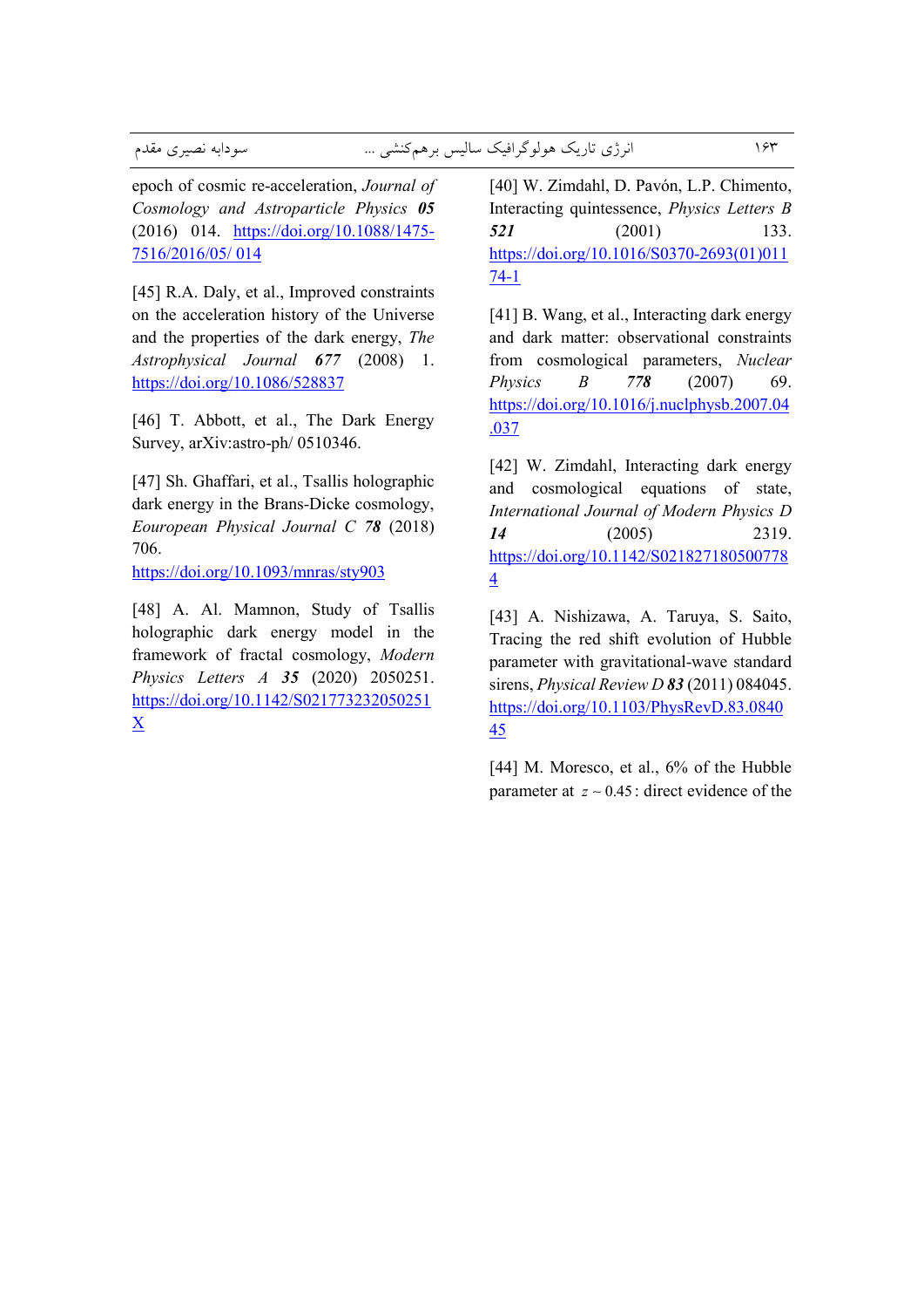epoch of cosmic re-acceleration, *Journal of Cosmology and Astroparticle Physics* ***05*** (2016) 014. https://doi.org/10.1088/1475-7516/2016/05/ 014

[45] R.A. Daly, et al., Improved constraints on the acceleration history of the Universe and the properties of the dark energy, *The Astrophysical Journal* ***677*** (2008) 1. https://doi.org/10.1086/528837

[46] T. Abbott, et al., The Dark Energy Survey, arXiv:astro-ph/ 0510346.

[47] Sh. Ghaffari, et al., Tsallis holographic dark energy in the Brans-Dicke cosmology, *Eouropean Physical Journal C* ***78*** (2018) 706. https://doi.org/10.1093/mnras/sty903

[48] A. Al. Mamnon, Study of Tsallis holographic dark energy model in the framework of fractal cosmology, *Modern Physics Letters A* ***35*** (2020) 2050251. https://doi.org/10.1142/S021773232050251X

[40] W. Zimdahl, D. Pavón, L.P. Chimento, Interacting quintessence, *Physics Letters B* ***521*** (2001) 133. https://doi.org/10.1016/S0370-2693(01)01174-1

[41] B. Wang, et al., Interacting dark energy and dark matter: observational constraints from cosmological parameters, *Nuclear Physics B* ***778*** (2007) 69. https://doi.org/10.1016/j.nuclphysb.2007.04.037

[42] W. Zimdahl, Interacting dark energy and cosmological equations of state, *International Journal of Modern Physics D* ***14*** (2005) 2319. https://doi.org/10.1142/S0218271805007784

[43] A. Nishizawa, A. Taruya, S. Saito, Tracing the red shift evolution of Hubble parameter with gravitational-wave standard sirens, *Physical Review D* ***83*** (2011) 084045. https://doi.org/10.1103/PhysRevD.83.084045

[44] M. Moresco, et al., 6% of the Hubble parameter at $z \sim 0.45$: direct evidence of the